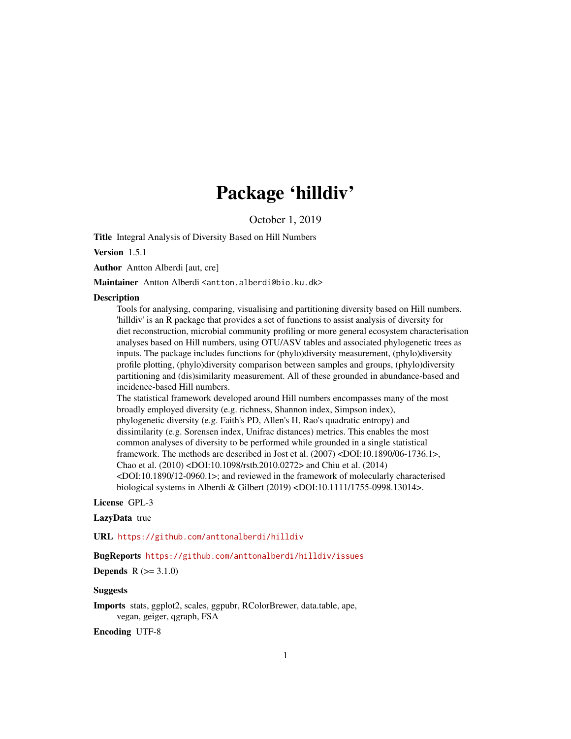# Package 'hilldiv'

October 1, 2019

**Title** Integral Analysis of Diversity Based on Hill Numbers

**Version** 1.5.1

**Author** Antton Alberdi [aut, cre]

**Maintainer** Antton Alberdi <antton.alberdi@bio.ku.dk>

**Description**

Tools for analysing, comparing, visualising and partitioning diversity based on Hill numbers. 'hilldiv' is an R package that provides a set of functions to assist analysis of diversity for diet reconstruction, microbial community profiling or more general ecosystem characterisation analyses based on Hill numbers, using OTU/ASV tables and associated phylogenetic trees as inputs. The package includes functions for (phylo)diversity measurement, (phylo)diversity profile plotting, (phylo)diversity comparison between samples and groups, (phylo)diversity partitioning and (dis)similarity measurement. All of these grounded in abundance-based and incidence-based Hill numbers.

The statistical framework developed around Hill numbers encompasses many of the most broadly employed diversity (e.g. richness, Shannon index, Simpson index), phylogenetic diversity (e.g. Faith's PD, Allen's H, Rao's quadratic entropy) and dissimilarity (e.g. Sorensen index, Unifrac distances) metrics. This enables the most common analyses of diversity to be performed while grounded in a single statistical framework. The methods are described in Jost et al. (2007) <DOI:10.1890/06-1736.1>, Chao et al. (2010) <DOI:10.1098/rstb.2010.0272> and Chiu et al. (2014) <DOI:10.1890/12-0960.1>; and reviewed in the framework of molecularly characterised biological systems in Alberdi & Gilbert (2019) <DOI:10.1111/1755-0998.13014>.

**License** GPL-3

**LazyData** true

**URL** https://github.com/anttonalberdi/hilldiv

**BugReports** https://github.com/anttonalberdi/hilldiv/issues

**Depends** R (>= 3.1.0)

**Suggests**

**Imports** stats, ggplot2, scales, ggpubr, RColorBrewer, data.table, ape, vegan, geiger, qgraph, FSA

**Encoding** UTF-8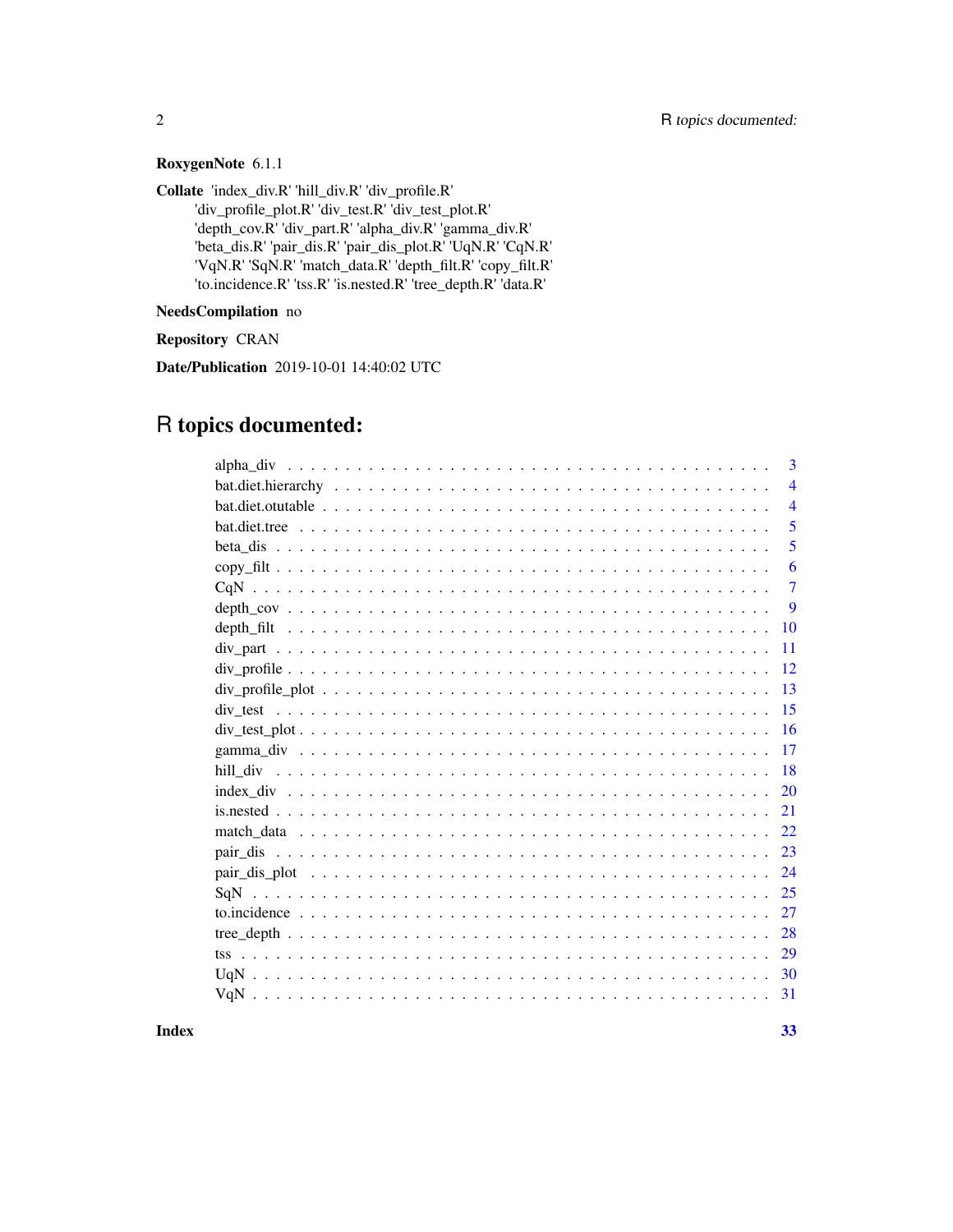**RoxygenNote** 6.1.1

**Collate** 'index_div.R' 'hill_div.R' 'div_profile.R' 'div_profile_plot.R' 'div_test.R' 'div_test_plot.R' 'depth_cov.R' 'div_part.R' 'alpha_div.R' 'gamma_div.R' 'beta_dis.R' 'pair_dis.R' 'pair_dis_plot.R' 'UqN.R' 'CqN.R' 'VqN.R' 'SqN.R' 'match_data.R' 'depth_filt.R' 'copy_filt.R' 'to.incidence.R' 'tss.R' 'is.nested.R' 'tree_depth.R' 'data.R'

**NeedsCompilation** no

**Repository** CRAN

**Date/Publication** 2019-10-01 14:40:02 UTC

# R topics documented:

| | |
|---|---|
| alpha_div | 3 |
| bat.diet.hierarchy | 4 |
| bat.diet.otutable | 4 |
| bat.diet.tree | 5 |
| beta_dis | 5 |
| copy_filt | 6 |
| CqN | 7 |
| depth_cov | 9 |
| depth_filt | 10 |
| div_part | 11 |
| div_profile | 12 |
| div_profile_plot | 13 |
| div_test | 15 |
| div_test_plot | 16 |
| gamma_div | 17 |
| hill_div | 18 |
| index_div | 20 |
| is.nested | 21 |
| match_data | 22 |
| pair_dis | 23 |
| pair_dis_plot | 24 |
| SqN | 25 |
| to.incidence | 27 |
| tree_depth | 28 |
| tss | 29 |
| UqN | 30 |
| VqN | 31 |

**Index** **33**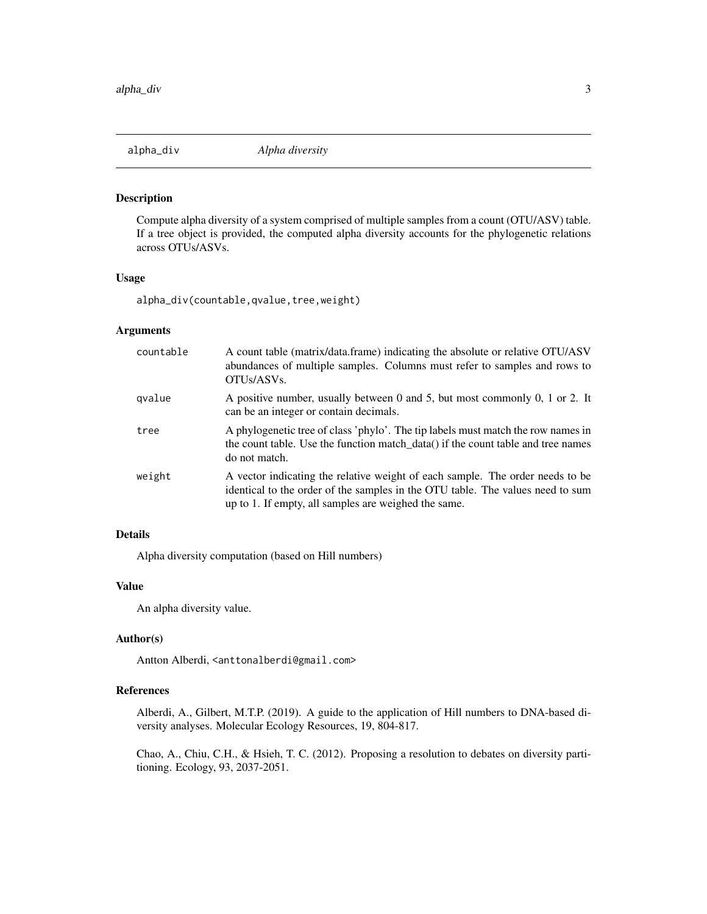# alpha_div *Alpha diversity*

## Description

Compute alpha diversity of a system comprised of multiple samples from a count (OTU/ASV) table. If a tree object is provided, the computed alpha diversity accounts for the phylogenetic relations across OTUs/ASVs.

## Usage

```
alpha_div(countable,qvalue,tree,weight)
```

## Arguments

| | |
|---|---|
| countable | A count table (matrix/data.frame) indicating the absolute or relative OTU/ASV abundances of multiple samples. Columns must refer to samples and rows to OTUs/ASVs. |
| qvalue | A positive number, usually between 0 and 5, but most commonly 0, 1 or 2. It can be an integer or contain decimals. |
| tree | A phylogenetic tree of class 'phylo'. The tip labels must match the row names in the count table. Use the function match_data() if the count table and tree names do not match. |
| weight | A vector indicating the relative weight of each sample. The order needs to be identical to the order of the samples in the OTU table. The values need to sum up to 1. If empty, all samples are weighed the same. |

## Details

Alpha diversity computation (based on Hill numbers)

## Value

An alpha diversity value.

## Author(s)

Antton Alberdi, <anttonalberdi@gmail.com>

## References

Alberdi, A., Gilbert, M.T.P. (2019). A guide to the application of Hill numbers to DNA-based diversity analyses. Molecular Ecology Resources, 19, 804-817.

Chao, A., Chiu, C.H., & Hsieh, T. C. (2012). Proposing a resolution to debates on diversity partitioning. Ecology, 93, 2037-2051.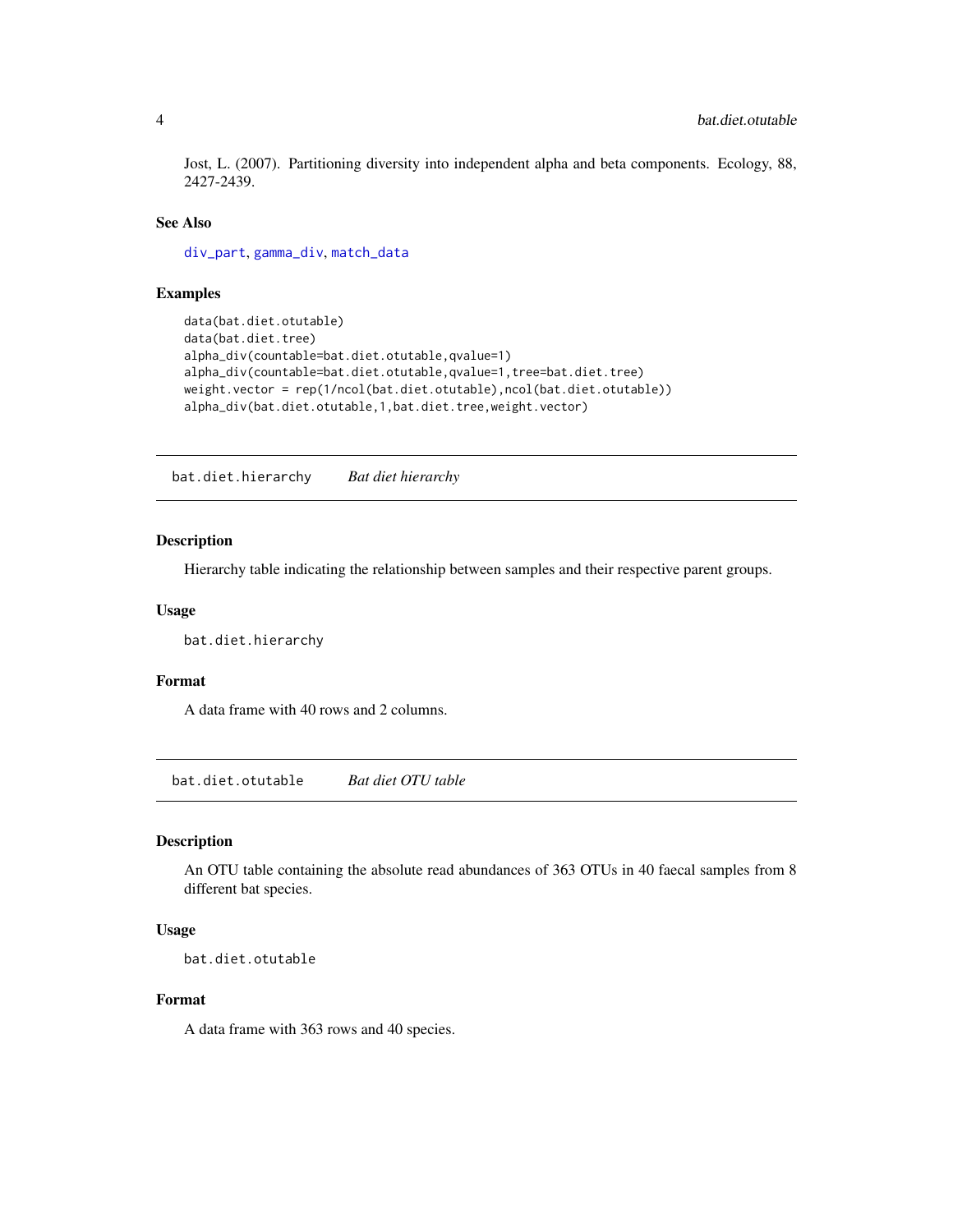Jost, L. (2007). Partitioning diversity into independent alpha and beta components. Ecology, 88, 2427-2439.

### See Also

div_part, gamma_div, match_data

### Examples

```
data(bat.diet.otutable)
data(bat.diet.tree)
alpha_div(countable=bat.diet.otutable,qvalue=1)
alpha_div(countable=bat.diet.otutable,qvalue=1,tree=bat.diet.tree)
weight.vector = rep(1/ncol(bat.diet.otutable),ncol(bat.diet.otutable))
alpha_div(bat.diet.otutable,1,bat.diet.tree,weight.vector)
```

---

## bat.diet.hierarchy *Bat diet hierarchy*

### Description

Hierarchy table indicating the relationship between samples and their respective parent groups.

### Usage

```
bat.diet.hierarchy
```

### Format

A data frame with 40 rows and 2 columns.

---

## bat.diet.otutable *Bat diet OTU table*

### Description

An OTU table containing the absolute read abundances of 363 OTUs in 40 faecal samples from 8 different bat species.

### Usage

```
bat.diet.otutable
```

### Format

A data frame with 363 rows and 40 species.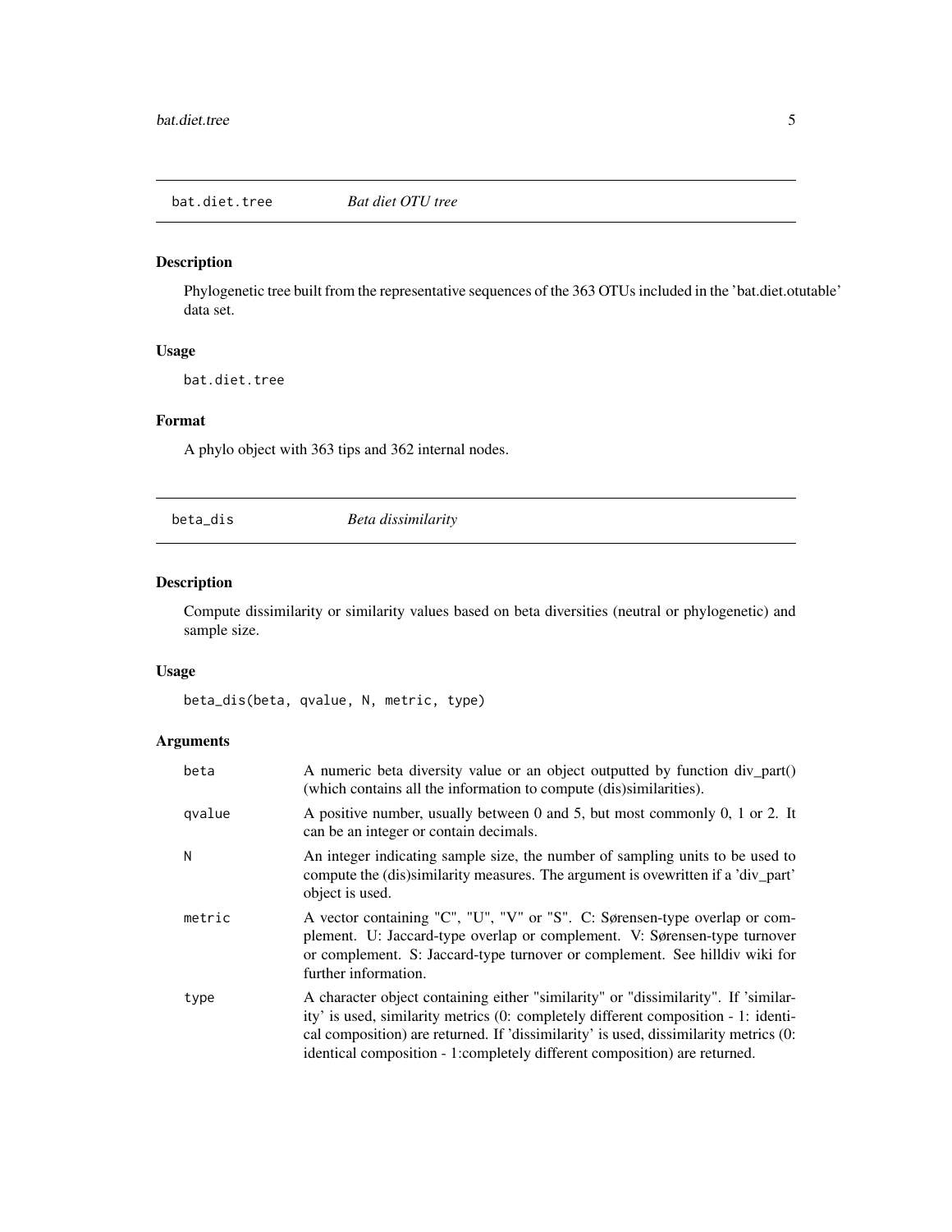## bat.diet.tree *Bat diet OTU tree*

### Description

Phylogenetic tree built from the representative sequences of the 363 OTUs included in the 'bat.diet.otutable' data set.

### Usage

```
bat.diet.tree
```

### Format

A phylo object with 363 tips and 362 internal nodes.

## beta_dis *Beta dissimilarity*

### Description

Compute dissimilarity or similarity values based on beta diversities (neutral or phylogenetic) and sample size.

### Usage

```
beta_dis(beta, qvalue, N, metric, type)
```

### Arguments

| | |
|---|---|
| beta | A numeric beta diversity value or an object outputted by function div_part() (which contains all the information to compute (dis)similarities). |
| qvalue | A positive number, usually between 0 and 5, but most commonly 0, 1 or 2. It can be an integer or contain decimals. |
| N | An integer indicating sample size, the number of sampling units to be used to compute the (dis)similarity measures. The argument is ovewritten if a 'div_part' object is used. |
| metric | A vector containing "C", "U", "V" or "S". C: Sørensen-type overlap or complement. U: Jaccard-type overlap or complement. V: Sørensen-type turnover or complement. S: Jaccard-type turnover or complement. See hilldiv wiki for further information. |
| type | A character object containing either "similarity" or "dissimilarity". If 'similarity' is used, similarity metrics (0: completely different composition - 1: identical composition) are returned. If 'dissimilarity' is used, dissimilarity metrics (0: identical composition - 1:completely different composition) are returned. |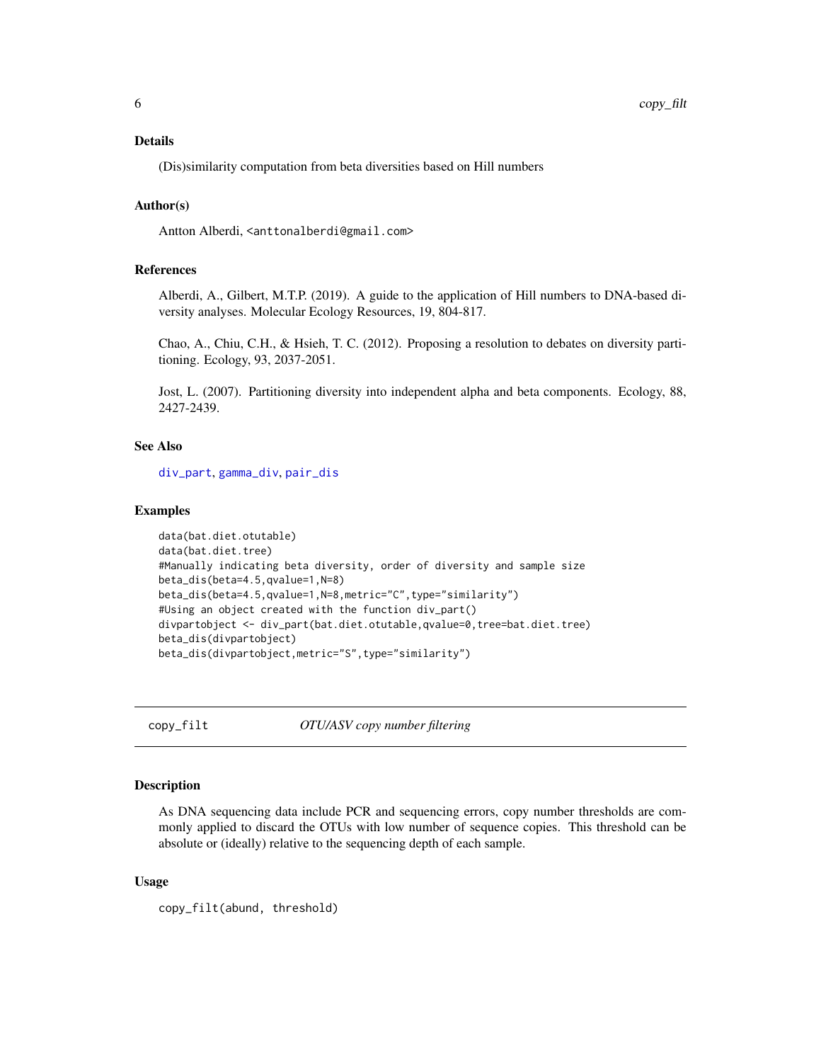### Details

(Dis)similarity computation from beta diversities based on Hill numbers

### Author(s)

Antton Alberdi, <anttonalberdi@gmail.com>

### References

Alberdi, A., Gilbert, M.T.P. (2019). A guide to the application of Hill numbers to DNA-based diversity analyses. Molecular Ecology Resources, 19, 804-817.

Chao, A., Chiu, C.H., & Hsieh, T. C. (2012). Proposing a resolution to debates on diversity partitioning. Ecology, 93, 2037-2051.

Jost, L. (2007). Partitioning diversity into independent alpha and beta components. Ecology, 88, 2427-2439.

### See Also

div_part, gamma_div, pair_dis

### Examples

```
data(bat.diet.otutable)
data(bat.diet.tree)
#Manually indicating beta diversity, order of diversity and sample size
beta_dis(beta=4.5,qvalue=1,N=8)
beta_dis(beta=4.5,qvalue=1,N=8,metric="C",type="similarity")
#Using an object created with the function div_part()
divpartobject <- div_part(bat.diet.otutable,qvalue=0,tree=bat.diet.tree)
beta_dis(divpartobject)
beta_dis(divpartobject,metric="S",type="similarity")
```

## copy_filt — *OTU/ASV copy number filtering*

### Description

As DNA sequencing data include PCR and sequencing errors, copy number thresholds are commonly applied to discard the OTUs with low number of sequence copies. This threshold can be absolute or (ideally) relative to the sequencing depth of each sample.

### Usage

```
copy_filt(abund, threshold)
```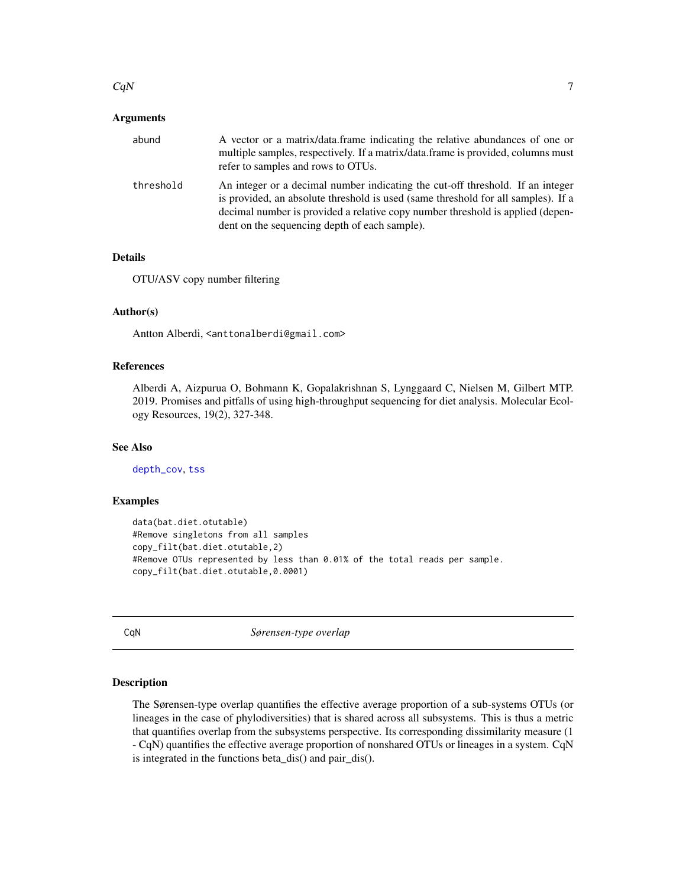### Arguments

| | |
|---|---|
| abund | A vector or a matrix/data.frame indicating the relative abundances of one or multiple samples, respectively. If a matrix/data.frame is provided, columns must refer to samples and rows to OTUs. |
| threshold | An integer or a decimal number indicating the cut-off threshold. If an integer is provided, an absolute threshold is used (same threshold for all samples). If a decimal number is provided a relative copy number threshold is applied (dependent on the sequencing depth of each sample). |

### Details

OTU/ASV copy number filtering

### Author(s)

Antton Alberdi, <anttonalberdi@gmail.com>

### References

Alberdi A, Aizpurua O, Bohmann K, Gopalakrishnan S, Lynggaard C, Nielsen M, Gilbert MTP. 2019. Promises and pitfalls of using high-throughput sequencing for diet analysis. Molecular Ecology Resources, 19(2), 327-348.

### See Also

depth_cov, tss

### Examples

```
data(bat.diet.otutable)
#Remove singletons from all samples
copy_filt(bat.diet.otutable,2)
#Remove OTUs represented by less than 0.01% of the total reads per sample.
copy_filt(bat.diet.otutable,0.0001)
```

---

## CqN — *Sørensen-type overlap*

### Description

The Sørensen-type overlap quantifies the effective average proportion of a sub-systems OTUs (or lineages in the case of phylodiversities) that is shared across all subsystems. This is thus a metric that quantifies overlap from the subsystems perspective. Its corresponding dissimilarity measure (1 - CqN) quantifies the effective average proportion of nonshared OTUs or lineages in a system. CqN is integrated in the functions beta_dis() and pair_dis().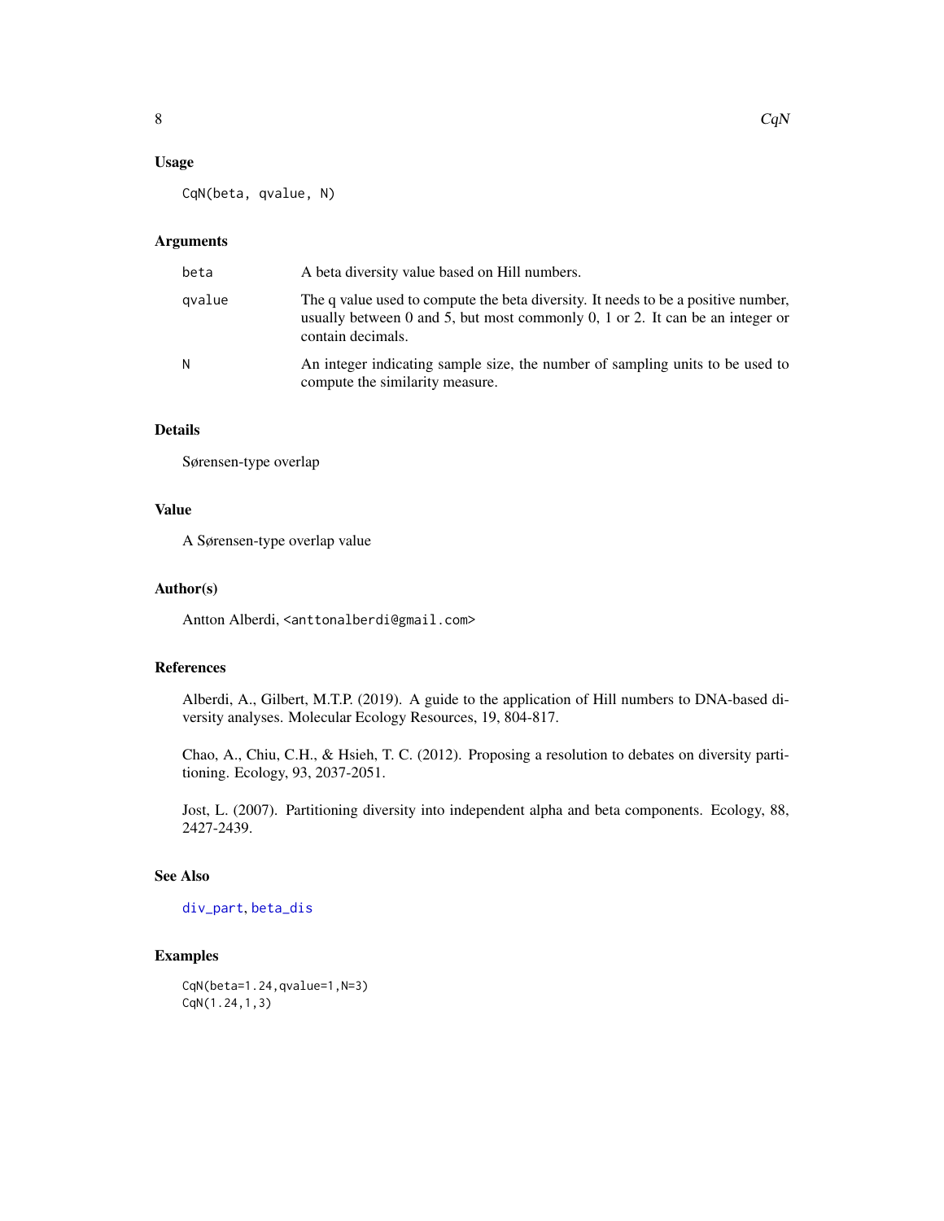## Usage

```
CqN(beta, qvalue, N)
```

## Arguments

| | |
|---|---|
| beta | A beta diversity value based on Hill numbers. |
| qvalue | The q value used to compute the beta diversity. It needs to be a positive number, usually between 0 and 5, but most commonly 0, 1 or 2. It can be an integer or contain decimals. |
| N | An integer indicating sample size, the number of sampling units to be used to compute the similarity measure. |

## Details

Sørensen-type overlap

## Value

A Sørensen-type overlap value

## Author(s)

Antton Alberdi, <anttonalberdi@gmail.com>

## References

Alberdi, A., Gilbert, M.T.P. (2019). A guide to the application of Hill numbers to DNA-based diversity analyses. Molecular Ecology Resources, 19, 804-817.

Chao, A., Chiu, C.H., & Hsieh, T. C. (2012). Proposing a resolution to debates on diversity partitioning. Ecology, 93, 2037-2051.

Jost, L. (2007). Partitioning diversity into independent alpha and beta components. Ecology, 88, 2427-2439.

## See Also

div_part, beta_dis

## Examples

```
CqN(beta=1.24,qvalue=1,N=3)
CqN(1.24,1,3)
```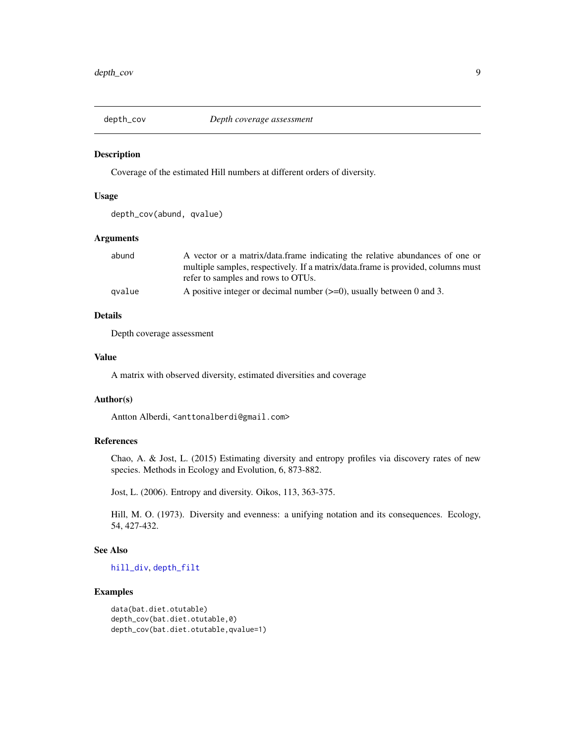## depth_cov *Depth coverage assessment*

### Description

Coverage of the estimated Hill numbers at different orders of diversity.

### Usage

```
depth_cov(abund, qvalue)
```

### Arguments

| | |
|---|---|
| abund | A vector or a matrix/data.frame indicating the relative abundances of one or multiple samples, respectively. If a matrix/data.frame is provided, columns must refer to samples and rows to OTUs. |
| qvalue | A positive integer or decimal number (>=0), usually between 0 and 3. |

### Details

Depth coverage assessment

### Value

A matrix with observed diversity, estimated diversities and coverage

### Author(s)

Antton Alberdi, <anttonalberdi@gmail.com>

### References

Chao, A. & Jost, L. (2015) Estimating diversity and entropy profiles via discovery rates of new species. Methods in Ecology and Evolution, 6, 873-882.

Jost, L. (2006). Entropy and diversity. Oikos, 113, 363-375.

Hill, M. O. (1973). Diversity and evenness: a unifying notation and its consequences. Ecology, 54, 427-432.

### See Also

hill_div, depth_filt

### Examples

```
data(bat.diet.otutable)
depth_cov(bat.diet.otutable,0)
depth_cov(bat.diet.otutable,qvalue=1)
```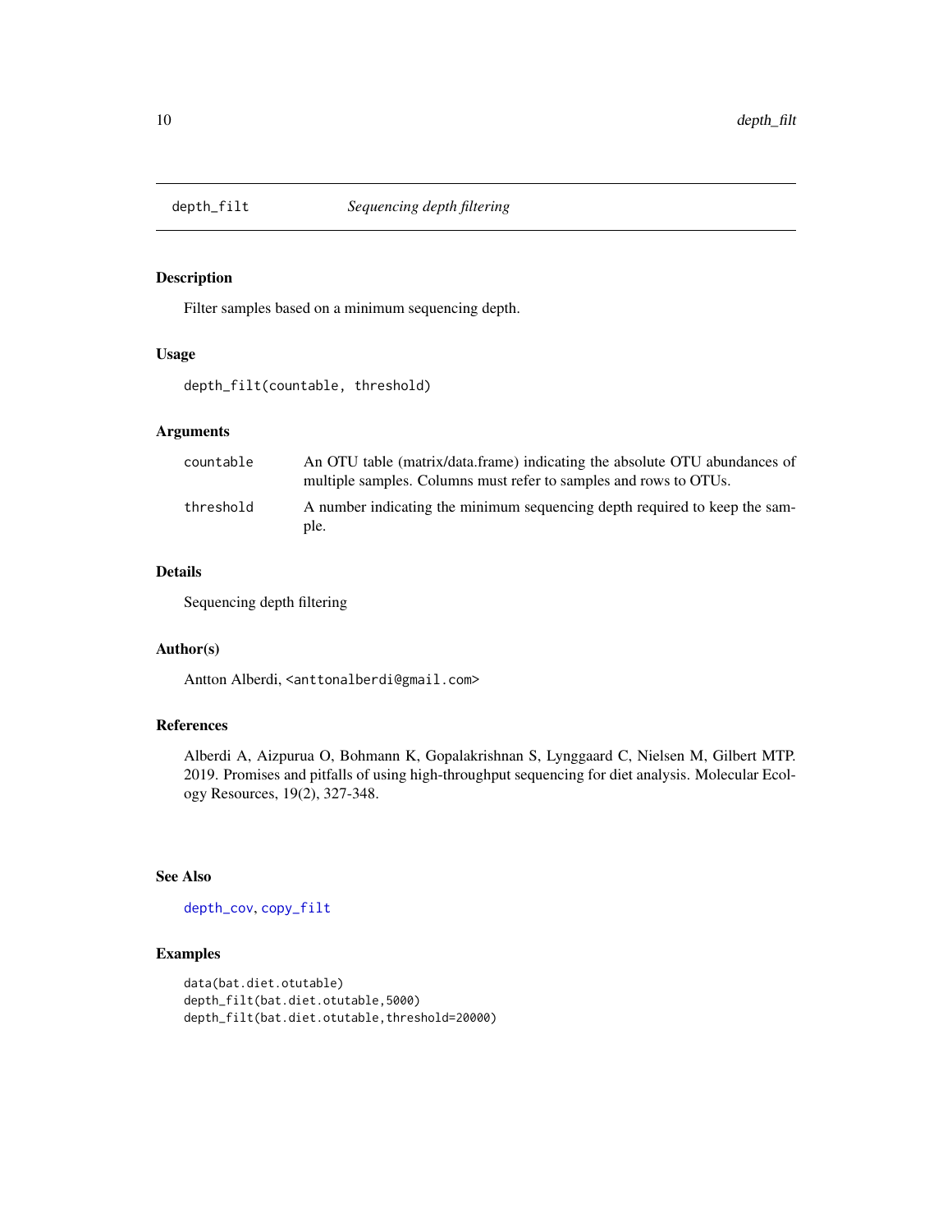# depth_filt *Sequencing depth filtering*

## Description

Filter samples based on a minimum sequencing depth.

## Usage

```
depth_filt(countable, threshold)
```

## Arguments

| | |
|---|---|
| countable | An OTU table (matrix/data.frame) indicating the absolute OTU abundances of multiple samples. Columns must refer to samples and rows to OTUs. |
| threshold | A number indicating the minimum sequencing depth required to keep the sample. |

## Details

Sequencing depth filtering

## Author(s)

Antton Alberdi, <anttonalberdi@gmail.com>

## References

Alberdi A, Aizpurua O, Bohmann K, Gopalakrishnan S, Lynggaard C, Nielsen M, Gilbert MTP. 2019. Promises and pitfalls of using high-throughput sequencing for diet analysis. Molecular Ecology Resources, 19(2), 327-348.

## See Also

depth_cov, copy_filt

## Examples

```
data(bat.diet.otutable)
depth_filt(bat.diet.otutable,5000)
depth_filt(bat.diet.otutable,threshold=20000)
```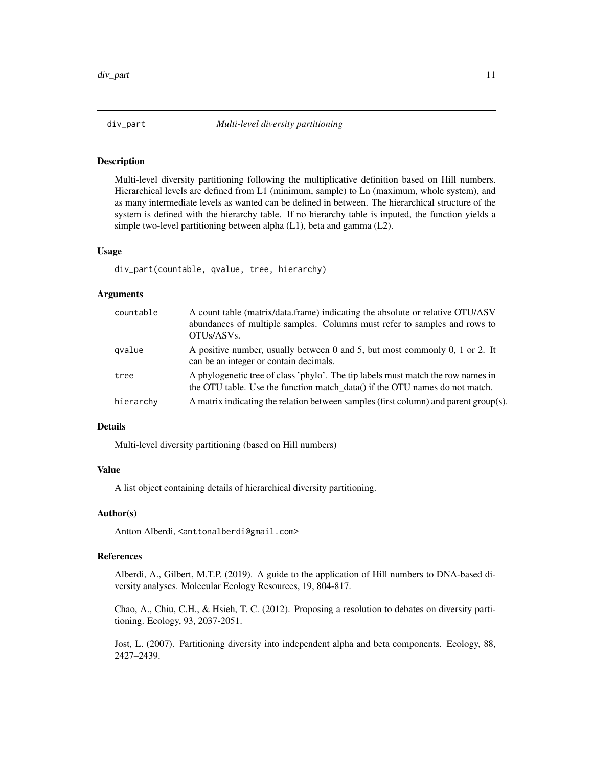# div_part *Multi-level diversity partitioning*

## Description

Multi-level diversity partitioning following the multiplicative definition based on Hill numbers. Hierarchical levels are defined from L1 (minimum, sample) to Ln (maximum, whole system), and as many intermediate levels as wanted can be defined in between. The hierarchical structure of the system is defined with the hierarchy table. If no hierarchy table is inputed, the function yields a simple two-level partitioning between alpha (L1), beta and gamma (L2).

## Usage

```
div_part(countable, qvalue, tree, hierarchy)
```

## Arguments

| | |
|---|---|
| countable | A count table (matrix/data.frame) indicating the absolute or relative OTU/ASV abundances of multiple samples. Columns must refer to samples and rows to OTUs/ASVs. |
| qvalue | A positive number, usually between 0 and 5, but most commonly 0, 1 or 2. It can be an integer or contain decimals. |
| tree | A phylogenetic tree of class 'phylo'. The tip labels must match the row names in the OTU table. Use the function match_data() if the OTU names do not match. |
| hierarchy | A matrix indicating the relation between samples (first column) and parent group(s). |

## Details

Multi-level diversity partitioning (based on Hill numbers)

## Value

A list object containing details of hierarchical diversity partitioning.

## Author(s)

Antton Alberdi, <anttonalberdi@gmail.com>

## References

Alberdi, A., Gilbert, M.T.P. (2019). A guide to the application of Hill numbers to DNA-based diversity analyses. Molecular Ecology Resources, 19, 804-817.

Chao, A., Chiu, C.H., & Hsieh, T. C. (2012). Proposing a resolution to debates on diversity partitioning. Ecology, 93, 2037-2051.

Jost, L. (2007). Partitioning diversity into independent alpha and beta components. Ecology, 88, 2427–2439.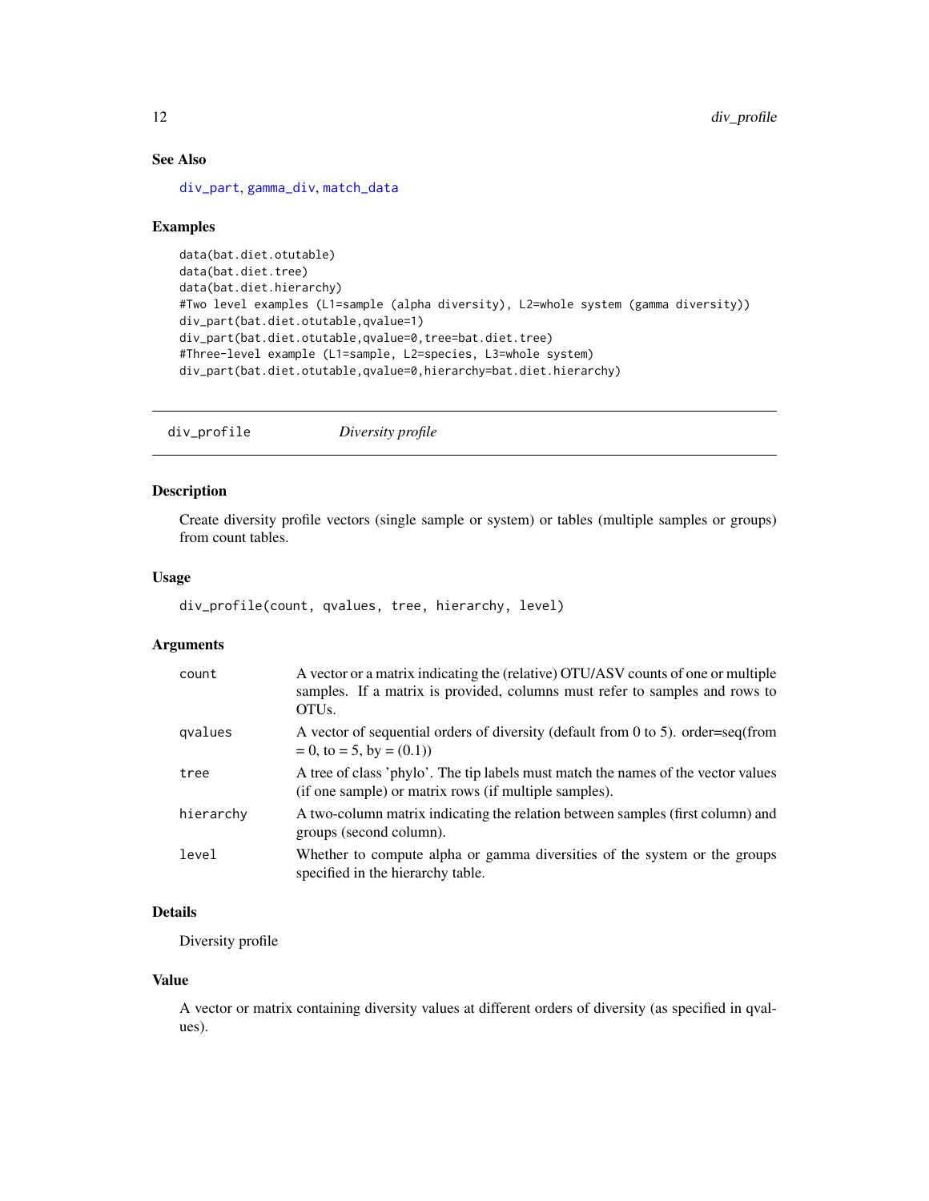### See Also

div_part, gamma_div, match_data

### Examples

```
data(bat.diet.otutable)
data(bat.diet.tree)
data(bat.diet.hierarchy)
#Two level examples (L1=sample (alpha diversity), L2=whole system (gamma diversity))
div_part(bat.diet.otutable,qvalue=1)
div_part(bat.diet.otutable,qvalue=0,tree=bat.diet.tree)
#Three-level example (L1=sample, L2=species, L3=whole system)
div_part(bat.diet.otutable,qvalue=0,hierarchy=bat.diet.hierarchy)
```

---

## div_profile &nbsp;&nbsp;&nbsp;&nbsp; *Diversity profile*

---

### Description

Create diversity profile vectors (single sample or system) or tables (multiple samples or groups) from count tables.

### Usage

```
div_profile(count, qvalues, tree, hierarchy, level)
```

### Arguments

| | |
|---|---|
| count | A vector or a matrix indicating the (relative) OTU/ASV counts of one or multiple samples. If a matrix is provided, columns must refer to samples and rows to OTUs. |
| qvalues | A vector of sequential orders of diversity (default from 0 to 5). order=seq(from = 0, to = 5, by = (0.1)) |
| tree | A tree of class 'phylo'. The tip labels must match the names of the vector values (if one sample) or matrix rows (if multiple samples). |
| hierarchy | A two-column matrix indicating the relation between samples (first column) and groups (second column). |
| level | Whether to compute alpha or gamma diversities of the system or the groups specified in the hierarchy table. |

### Details

Diversity profile

### Value

A vector or matrix containing diversity values at different orders of diversity (as specified in qvalues).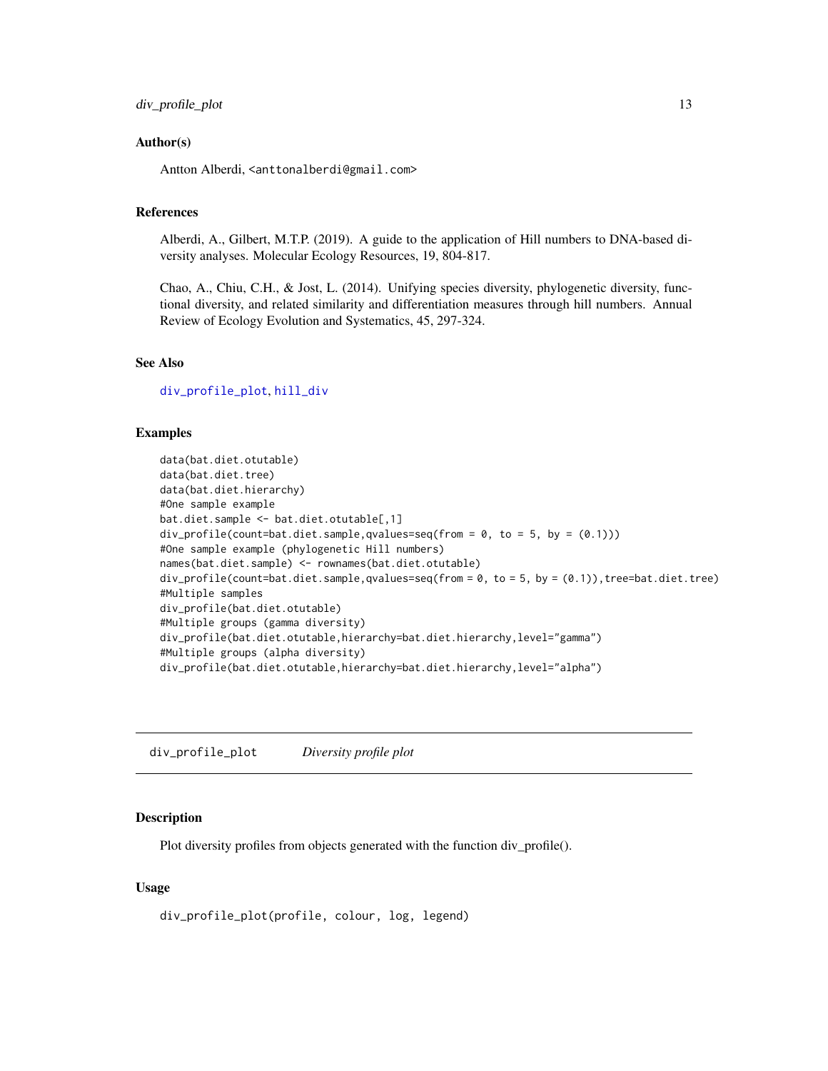### Author(s)

Antton Alberdi, <anttonalberdi@gmail.com>

### References

Alberdi, A., Gilbert, M.T.P. (2019). A guide to the application of Hill numbers to DNA-based diversity analyses. Molecular Ecology Resources, 19, 804-817.

Chao, A., Chiu, C.H., & Jost, L. (2014). Unifying species diversity, phylogenetic diversity, functional diversity, and related similarity and differentiation measures through hill numbers. Annual Review of Ecology Evolution and Systematics, 45, 297-324.

### See Also

div_profile_plot, hill_div

### Examples

```
data(bat.diet.otutable)
data(bat.diet.tree)
data(bat.diet.hierarchy)
#One sample example
bat.diet.sample <- bat.diet.otutable[,1]
div_profile(count=bat.diet.sample,qvalues=seq(from = 0, to = 5, by = (0.1)))
#One sample example (phylogenetic Hill numbers)
names(bat.diet.sample) <- rownames(bat.diet.otutable)
div_profile(count=bat.diet.sample,qvalues=seq(from = 0, to = 5, by = (0.1)),tree=bat.diet.tree)
#Multiple samples
div_profile(bat.diet.otutable)
#Multiple groups (gamma diversity)
div_profile(bat.diet.otutable,hierarchy=bat.diet.hierarchy,level="gamma")
#Multiple groups (alpha diversity)
div_profile(bat.diet.otutable,hierarchy=bat.diet.hierarchy,level="alpha")
```

---

## div_profile_plot *Diversity profile plot*

### Description

Plot diversity profiles from objects generated with the function div_profile().

### Usage

```
div_profile_plot(profile, colour, log, legend)
```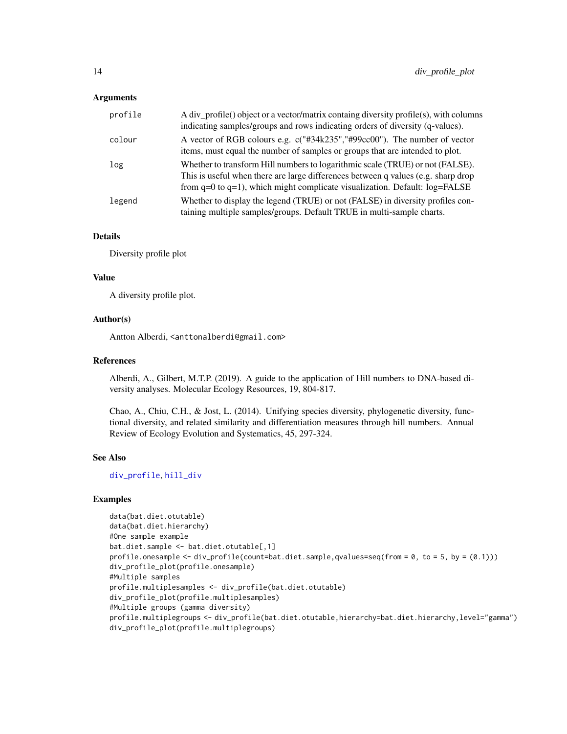### Arguments

| | |
|---|---|
| profile | A div_profile() object or a vector/matrix containg diversity profile(s), with columns indicating samples/groups and rows indicating orders of diversity (q-values). |
| colour | A vector of RGB colours e.g. c("#34k235","#99cc00"). The number of vector items, must equal the number of samples or groups that are intended to plot. |
| log | Whether to transform Hill numbers to logarithmic scale (TRUE) or not (FALSE). This is useful when there are large differences between q values (e.g. sharp drop from q=0 to q=1), which might complicate visualization. Default: log=FALSE |
| legend | Whether to display the legend (TRUE) or not (FALSE) in diversity profiles containing multiple samples/groups. Default TRUE in multi-sample charts. |

### Details

Diversity profile plot

### Value

A diversity profile plot.

### Author(s)

Antton Alberdi, <anttonalberdi@gmail.com>

### References

Alberdi, A., Gilbert, M.T.P. (2019). A guide to the application of Hill numbers to DNA-based diversity analyses. Molecular Ecology Resources, 19, 804-817.

Chao, A., Chiu, C.H., & Jost, L. (2014). Unifying species diversity, phylogenetic diversity, functional diversity, and related similarity and differentiation measures through hill numbers. Annual Review of Ecology Evolution and Systematics, 45, 297-324.

### See Also

div_profile, hill_div

### Examples

```
data(bat.diet.otutable)
data(bat.diet.hierarchy)
#One sample example
bat.diet.sample <- bat.diet.otutable[,1]
profile.onesample <- div_profile(count=bat.diet.sample,qvalues=seq(from = 0, to = 5, by = (0.1)))
div_profile_plot(profile.onesample)
#Multiple samples
profile.multiplesamples <- div_profile(bat.diet.otutable)
div_profile_plot(profile.multiplesamples)
#Multiple groups (gamma diversity)
profile.multiplegroups <- div_profile(bat.diet.otutable,hierarchy=bat.diet.hierarchy,level="gamma")
div_profile_plot(profile.multiplegroups)
```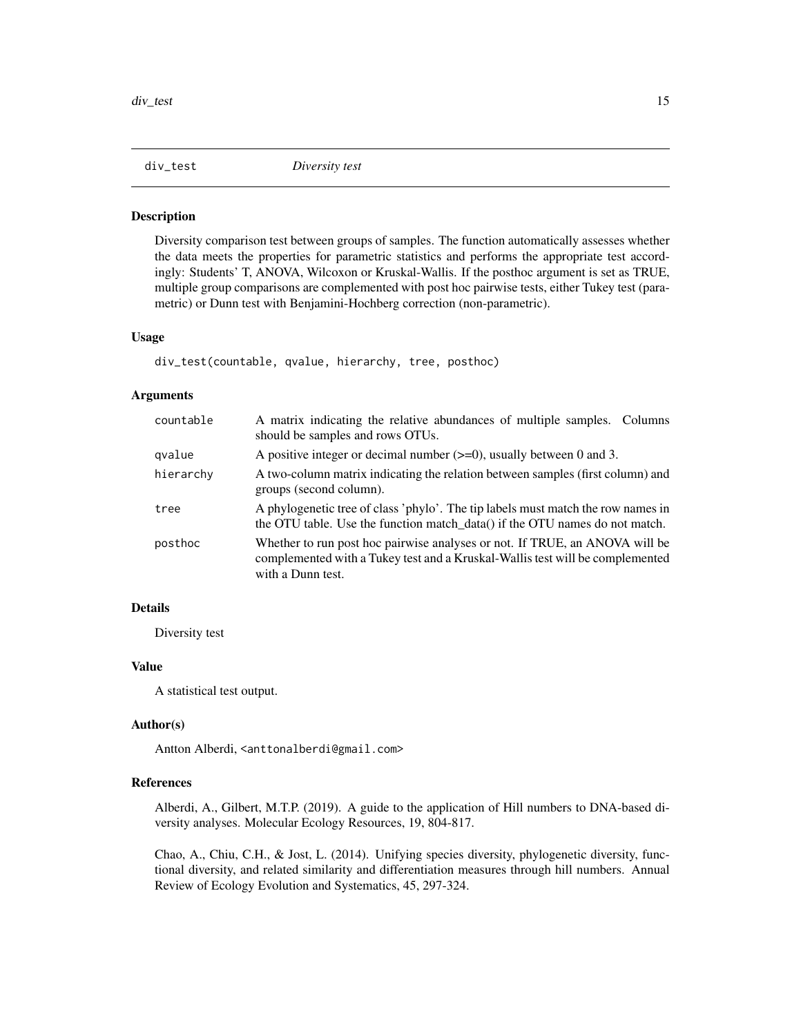# div_test *Diversity test*

## Description

Diversity comparison test between groups of samples. The function automatically assesses whether the data meets the properties for parametric statistics and performs the appropriate test accordingly: Students' T, ANOVA, Wilcoxon or Kruskal-Wallis. If the posthoc argument is set as TRUE, multiple group comparisons are complemented with post hoc pairwise tests, either Tukey test (parametric) or Dunn test with Benjamini-Hochberg correction (non-parametric).

## Usage

```
div_test(countable, qvalue, hierarchy, tree, posthoc)
```

## Arguments

| | |
|---|---|
| countable | A matrix indicating the relative abundances of multiple samples. Columns should be samples and rows OTUs. |
| qvalue | A positive integer or decimal number (>=0), usually between 0 and 3. |
| hierarchy | A two-column matrix indicating the relation between samples (first column) and groups (second column). |
| tree | A phylogenetic tree of class 'phylo'. The tip labels must match the row names in the OTU table. Use the function match_data() if the OTU names do not match. |
| posthoc | Whether to run post hoc pairwise analyses or not. If TRUE, an ANOVA will be complemented with a Tukey test and a Kruskal-Wallis test will be complemented with a Dunn test. |

## Details

Diversity test

## Value

A statistical test output.

## Author(s)

Antton Alberdi, <anttonalberdi@gmail.com>

## References

Alberdi, A., Gilbert, M.T.P. (2019). A guide to the application of Hill numbers to DNA-based diversity analyses. Molecular Ecology Resources, 19, 804-817.

Chao, A., Chiu, C.H., & Jost, L. (2014). Unifying species diversity, phylogenetic diversity, functional diversity, and related similarity and differentiation measures through hill numbers. Annual Review of Ecology Evolution and Systematics, 45, 297-324.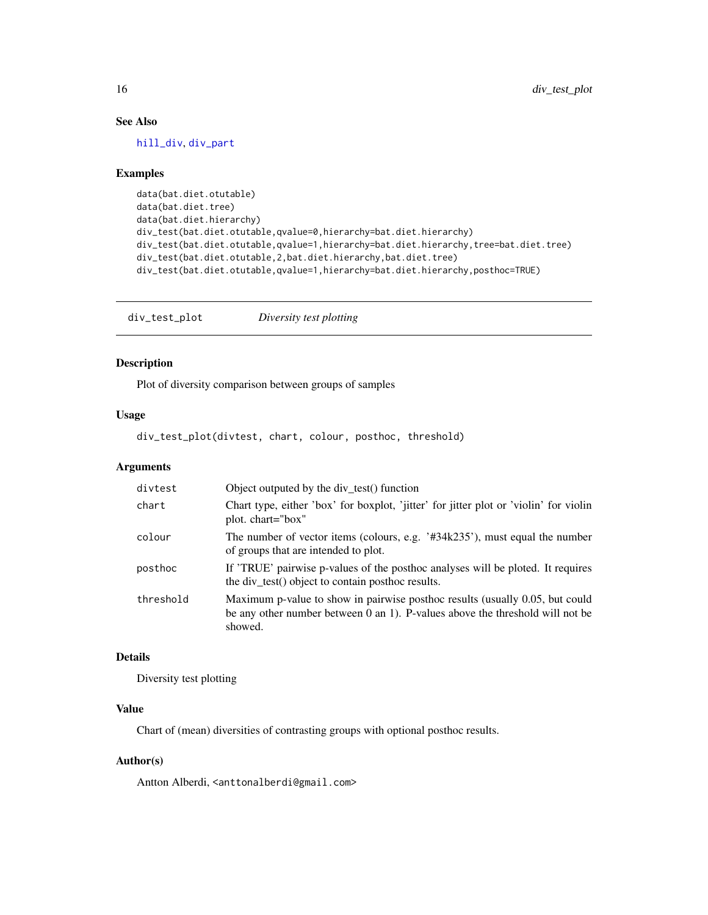## See Also

hill_div, div_part

## Examples

```
data(bat.diet.otutable)
data(bat.diet.tree)
data(bat.diet.hierarchy)
div_test(bat.diet.otutable,qvalue=0,hierarchy=bat.diet.hierarchy)
div_test(bat.diet.otutable,qvalue=1,hierarchy=bat.diet.hierarchy,tree=bat.diet.tree)
div_test(bat.diet.otutable,2,bat.diet.hierarchy,bat.diet.tree)
div_test(bat.diet.otutable,qvalue=1,hierarchy=bat.diet.hierarchy,posthoc=TRUE)
```

---

# div_test_plot *Diversity test plotting*

## Description

Plot of diversity comparison between groups of samples

## Usage

```
div_test_plot(divtest, chart, colour, posthoc, threshold)
```

## Arguments

| | |
|---|---|
| divtest | Object outputed by the div_test() function |
| chart | Chart type, either 'box' for boxplot, 'jitter' for jitter plot or 'violin' for violin plot. chart="box" |
| colour | The number of vector items (colours, e.g. '#34k235'), must equal the number of groups that are intended to plot. |
| posthoc | If 'TRUE' pairwise p-values of the posthoc analyses will be ploted. It requires the div_test() object to contain posthoc results. |
| threshold | Maximum p-value to show in pairwise posthoc results (usually 0.05, but could be any other number between 0 an 1). P-values above the threshold will not be showed. |

## Details

Diversity test plotting

## Value

Chart of (mean) diversities of contrasting groups with optional posthoc results.

## Author(s)

Antton Alberdi, <anttonalberdi@gmail.com>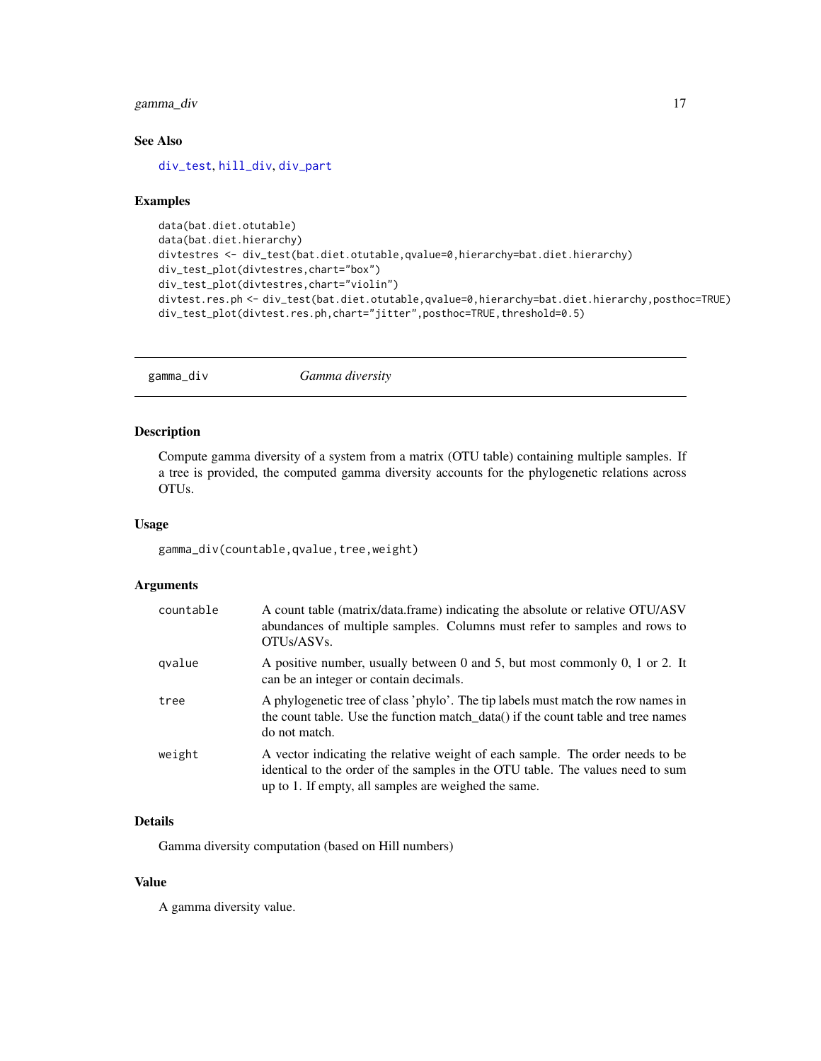## See Also

div_test, hill_div, div_part

## Examples

```
data(bat.diet.otutable)
data(bat.diet.hierarchy)
divtestres <- div_test(bat.diet.otutable,qvalue=0,hierarchy=bat.diet.hierarchy)
div_test_plot(divtestres,chart="box")
div_test_plot(divtestres,chart="violin")
divtest.res.ph <- div_test(bat.diet.otutable,qvalue=0,hierarchy=bat.diet.hierarchy,posthoc=TRUE)
div_test_plot(divtest.res.ph,chart="jitter",posthoc=TRUE,threshold=0.5)
```

---

# gamma_div — *Gamma diversity*

## Description

Compute gamma diversity of a system from a matrix (OTU table) containing multiple samples. If a tree is provided, the computed gamma diversity accounts for the phylogenetic relations across OTUs.

## Usage

```
gamma_div(countable,qvalue,tree,weight)
```

## Arguments

| | |
|---|---|
| countable | A count table (matrix/data.frame) indicating the absolute or relative OTU/ASV abundances of multiple samples. Columns must refer to samples and rows to OTUs/ASVs. |
| qvalue | A positive number, usually between 0 and 5, but most commonly 0, 1 or 2. It can be an integer or contain decimals. |
| tree | A phylogenetic tree of class 'phylo'. The tip labels must match the row names in the count table. Use the function match_data() if the count table and tree names do not match. |
| weight | A vector indicating the relative weight of each sample. The order needs to be identical to the order of the samples in the OTU table. The values need to sum up to 1. If empty, all samples are weighed the same. |

## Details

Gamma diversity computation (based on Hill numbers)

## Value

A gamma diversity value.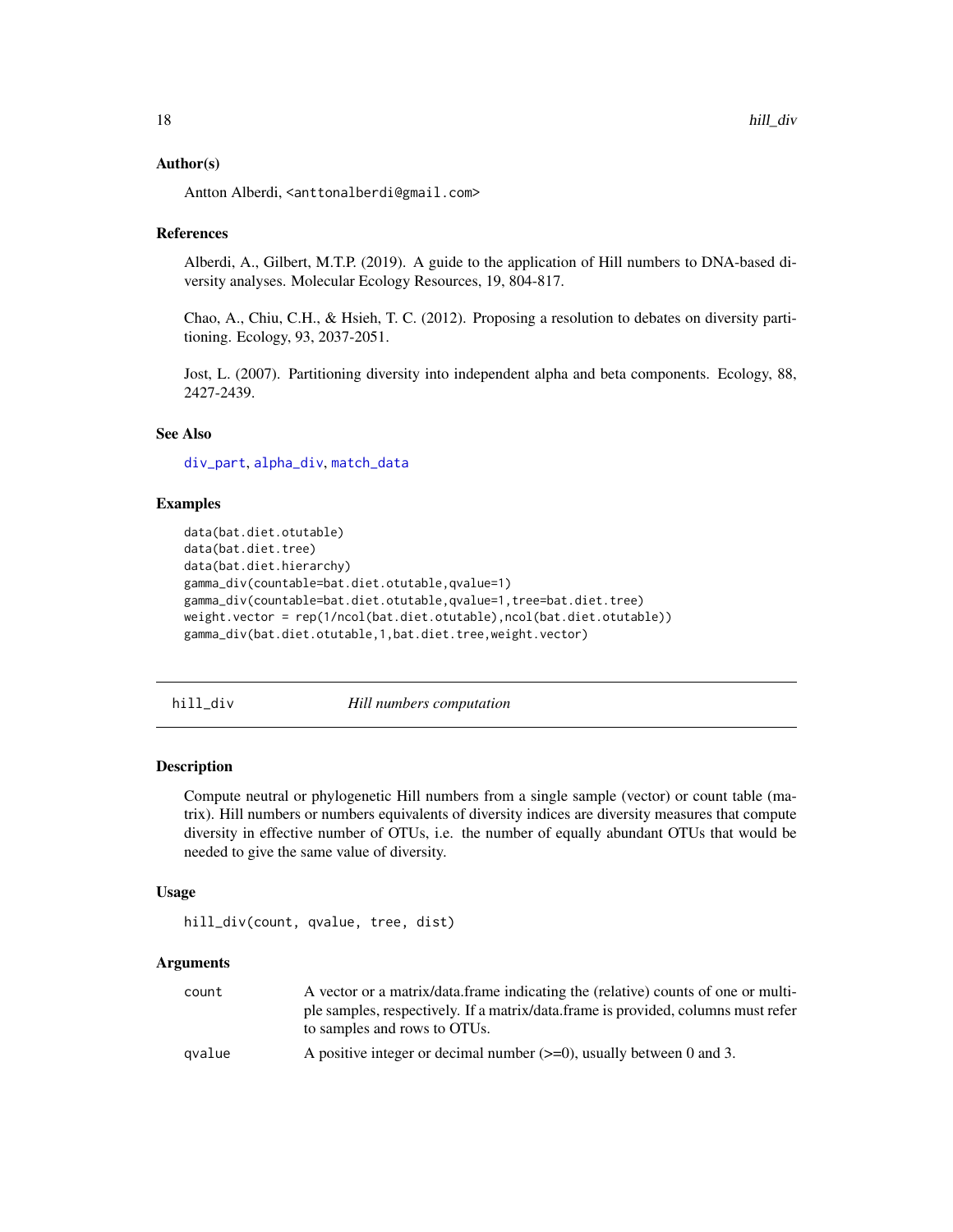### Author(s)

Antton Alberdi, <anttonalberdi@gmail.com>

### References

Alberdi, A., Gilbert, M.T.P. (2019). A guide to the application of Hill numbers to DNA-based diversity analyses. Molecular Ecology Resources, 19, 804-817.

Chao, A., Chiu, C.H., & Hsieh, T. C. (2012). Proposing a resolution to debates on diversity partitioning. Ecology, 93, 2037-2051.

Jost, L. (2007). Partitioning diversity into independent alpha and beta components. Ecology, 88, 2427-2439.

### See Also

div_part, alpha_div, match_data

### Examples

```
data(bat.diet.otutable)
data(bat.diet.tree)
data(bat.diet.hierarchy)
gamma_div(countable=bat.diet.otutable,qvalue=1)
gamma_div(countable=bat.diet.otutable,qvalue=1,tree=bat.diet.tree)
weight.vector = rep(1/ncol(bat.diet.otutable),ncol(bat.diet.otutable))
gamma_div(bat.diet.otutable,1,bat.diet.tree,weight.vector)
```

## hill_div    *Hill numbers computation*

### Description

Compute neutral or phylogenetic Hill numbers from a single sample (vector) or count table (matrix). Hill numbers or numbers equivalents of diversity indices are diversity measures that compute diversity in effective number of OTUs, i.e. the number of equally abundant OTUs that would be needed to give the same value of diversity.

### Usage

```
hill_div(count, qvalue, tree, dist)
```

### Arguments

| | |
|---|---|
| count | A vector or a matrix/data.frame indicating the (relative) counts of one or multiple samples, respectively. If a matrix/data.frame is provided, columns must refer to samples and rows to OTUs. |
| qvalue | A positive integer or decimal number (>=0), usually between 0 and 3. |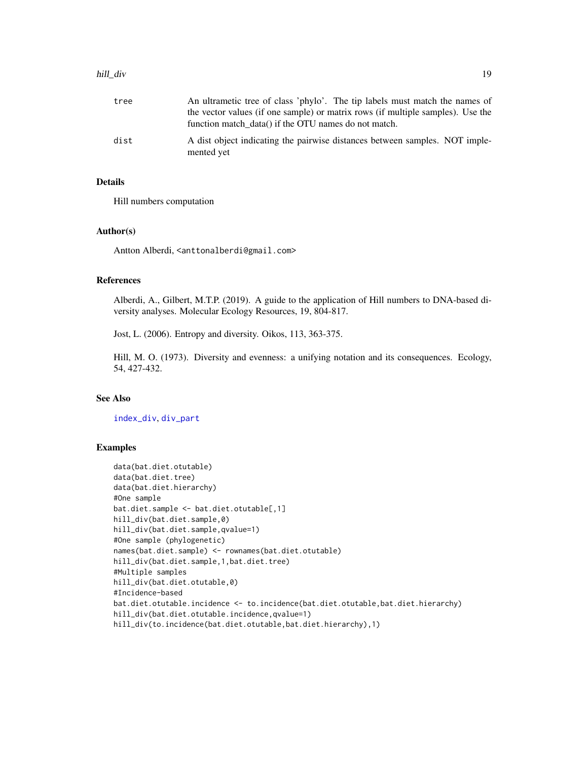| | |
|---|---|
| tree | An ultrametic tree of class 'phylo'. The tip labels must match the names of the vector values (if one sample) or matrix rows (if multiple samples). Use the function match_data() if the OTU names do not match. |
| dist | A dist object indicating the pairwise distances between samples. NOT implemented yet |

### Details

Hill numbers computation

### Author(s)

Antton Alberdi, <anttonalberdi@gmail.com>

### References

Alberdi, A., Gilbert, M.T.P. (2019). A guide to the application of Hill numbers to DNA-based diversity analyses. Molecular Ecology Resources, 19, 804-817.

Jost, L. (2006). Entropy and diversity. Oikos, 113, 363-375.

Hill, M. O. (1973). Diversity and evenness: a unifying notation and its consequences. Ecology, 54, 427-432.

### See Also

index_div, div_part

### Examples

```
data(bat.diet.otutable)
data(bat.diet.tree)
data(bat.diet.hierarchy)
#One sample
bat.diet.sample <- bat.diet.otutable[,1]
hill_div(bat.diet.sample,0)
hill_div(bat.diet.sample,qvalue=1)
#One sample (phylogenetic)
names(bat.diet.sample) <- rownames(bat.diet.otutable)
hill_div(bat.diet.sample,1,bat.diet.tree)
#Multiple samples
hill_div(bat.diet.otutable,0)
#Incidence-based
bat.diet.otutable.incidence <- to.incidence(bat.diet.otutable,bat.diet.hierarchy)
hill_div(bat.diet.otutable.incidence,qvalue=1)
hill_div(to.incidence(bat.diet.otutable,bat.diet.hierarchy),1)
```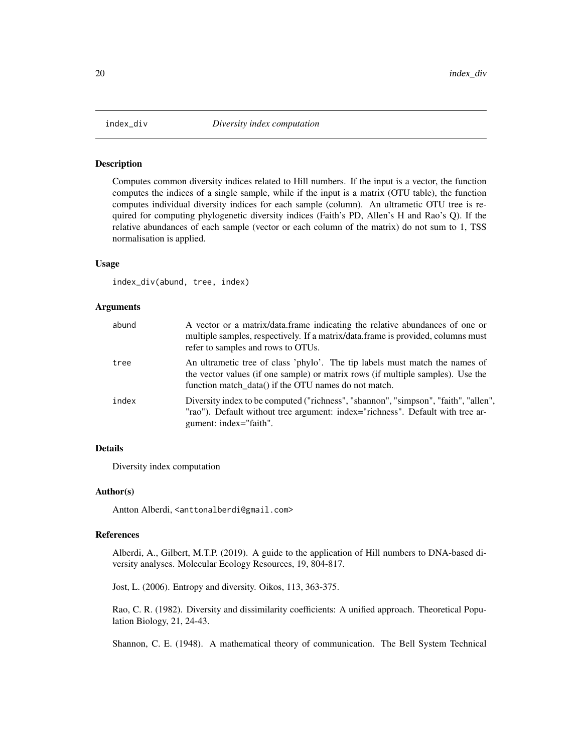## index_div *Diversity index computation*

### Description

Computes common diversity indices related to Hill numbers. If the input is a vector, the function computes the indices of a single sample, while if the input is a matrix (OTU table), the function computes individual diversity indices for each sample (column). An ultrametic OTU tree is required for computing phylogenetic diversity indices (Faith's PD, Allen's H and Rao's Q). If the relative abundances of each sample (vector or each column of the matrix) do not sum to 1, TSS normalisation is applied.

### Usage

```
index_div(abund, tree, index)
```

### Arguments

| | |
|---|---|
| abund | A vector or a matrix/data.frame indicating the relative abundances of one or multiple samples, respectively. If a matrix/data.frame is provided, columns must refer to samples and rows to OTUs. |
| tree | An ultrametic tree of class 'phylo'. The tip labels must match the names of the vector values (if one sample) or matrix rows (if multiple samples). Use the function match_data() if the OTU names do not match. |
| index | Diversity index to be computed ("richness", "shannon", "simpson", "faith", "allen", "rao"). Default without tree argument: index="richness". Default with tree argument: index="faith". |

### Details

Diversity index computation

### Author(s)

Antton Alberdi, <anttonalberdi@gmail.com>

### References

Alberdi, A., Gilbert, M.T.P. (2019). A guide to the application of Hill numbers to DNA-based diversity analyses. Molecular Ecology Resources, 19, 804-817.

Jost, L. (2006). Entropy and diversity. Oikos, 113, 363-375.

Rao, C. R. (1982). Diversity and dissimilarity coefficients: A unified approach. Theoretical Population Biology, 21, 24-43.

Shannon, C. E. (1948). A mathematical theory of communication. The Bell System Technical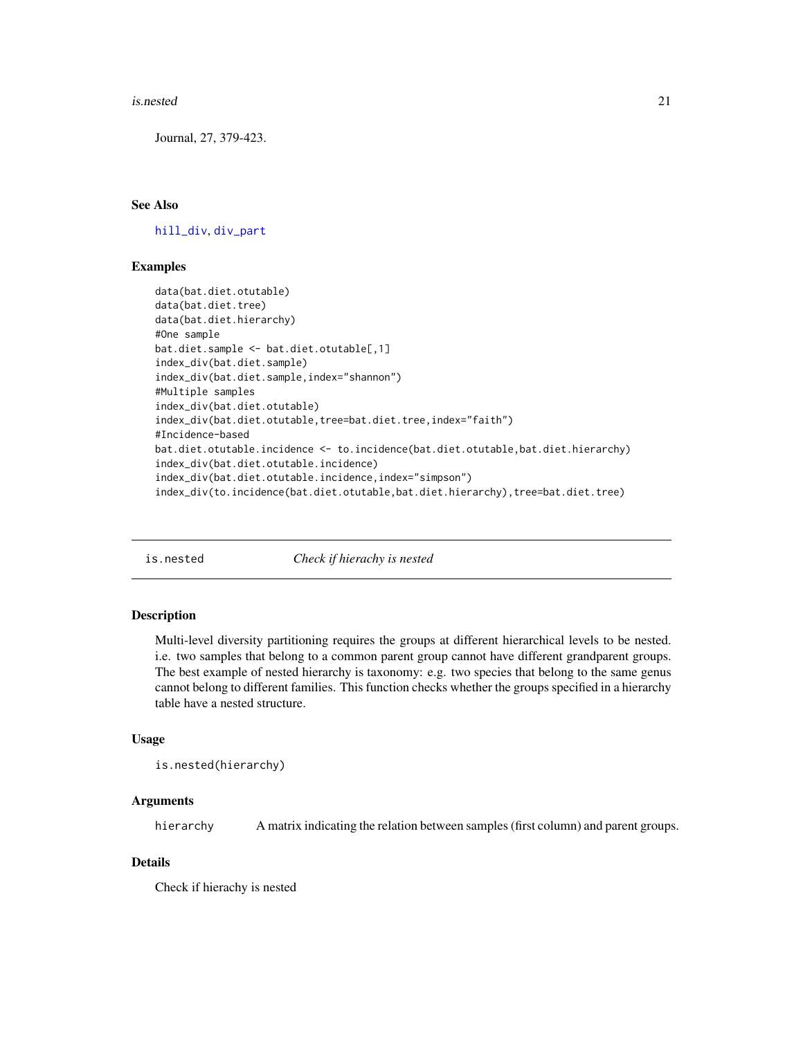Journal, 27, 379-423.

## See Also

hill_div, div_part

## Examples

```
data(bat.diet.otutable)
data(bat.diet.tree)
data(bat.diet.hierarchy)
#One sample
bat.diet.sample <- bat.diet.otutable[,1]
index_div(bat.diet.sample)
index_div(bat.diet.sample,index="shannon")
#Multiple samples
index_div(bat.diet.otutable)
index_div(bat.diet.otutable,tree=bat.diet.tree,index="faith")
#Incidence-based
bat.diet.otutable.incidence <- to.incidence(bat.diet.otutable,bat.diet.hierarchy)
index_div(bat.diet.otutable.incidence)
index_div(bat.diet.otutable.incidence,index="simpson")
index_div(to.incidence(bat.diet.otutable,bat.diet.hierarchy),tree=bat.diet.tree)
```

---

# is.nested *Check if hierachy is nested*

## Description

Multi-level diversity partitioning requires the groups at different hierarchical levels to be nested. i.e. two samples that belong to a common parent group cannot have different grandparent groups. The best example of nested hierarchy is taxonomy: e.g. two species that belong to the same genus cannot belong to different families. This function checks whether the groups specified in a hierarchy table have a nested structure.

## Usage

```
is.nested(hierarchy)
```

## Arguments

| | |
|---|---|
| hierarchy | A matrix indicating the relation between samples (first column) and parent groups. |

## Details

Check if hierachy is nested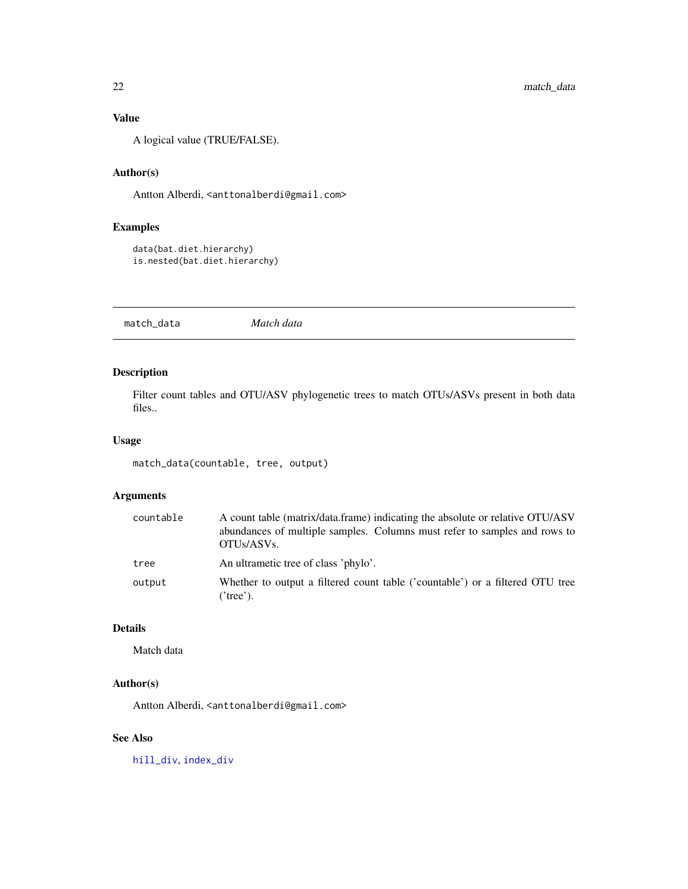## Value

A logical value (TRUE/FALSE).

## Author(s)

Antton Alberdi, <anttonalberdi@gmail.com>

## Examples

```
data(bat.diet.hierarchy)
is.nested(bat.diet.hierarchy)
```

---

# match_data *Match data*

---

## Description

Filter count tables and OTU/ASV phylogenetic trees to match OTUs/ASVs present in both data files..

## Usage

```
match_data(countable, tree, output)
```

## Arguments

| | |
|---|---|
| countable | A count table (matrix/data.frame) indicating the absolute or relative OTU/ASV abundances of multiple samples. Columns must refer to samples and rows to OTUs/ASVs. |
| tree | An ultrametic tree of class 'phylo'. |
| output | Whether to output a filtered count table ('countable') or a filtered OTU tree ('tree'). |

## Details

Match data

## Author(s)

Antton Alberdi, <anttonalberdi@gmail.com>

## See Also

hill_div, index_div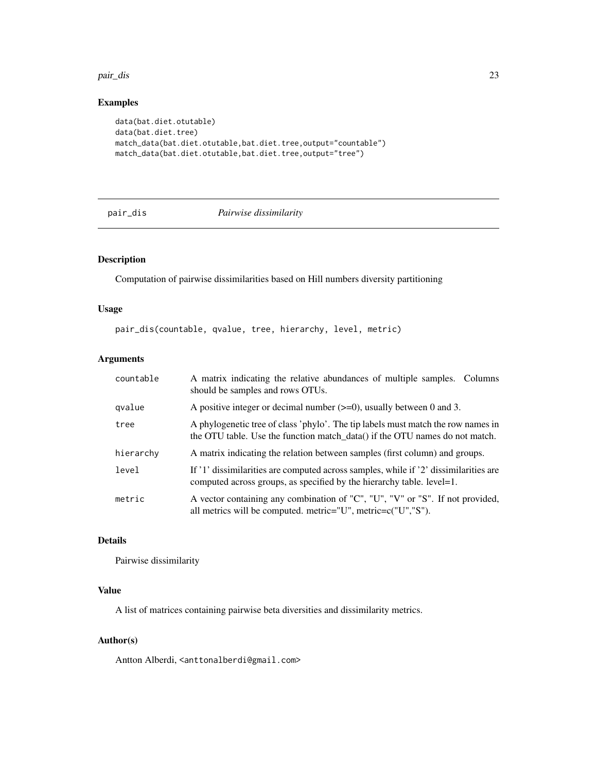## Examples

```
data(bat.diet.otutable)
data(bat.diet.tree)
match_data(bat.diet.otutable,bat.diet.tree,output="countable")
match_data(bat.diet.otutable,bat.diet.tree,output="tree")
```

---

# pair_dis *Pairwise dissimilarity*

---

## Description

Computation of pairwise dissimilarities based on Hill numbers diversity partitioning

## Usage

```
pair_dis(countable, qvalue, tree, hierarchy, level, metric)
```

## Arguments

| | |
|---|---|
| countable | A matrix indicating the relative abundances of multiple samples. Columns should be samples and rows OTUs. |
| qvalue | A positive integer or decimal number (>=0), usually between 0 and 3. |
| tree | A phylogenetic tree of class 'phylo'. The tip labels must match the row names in the OTU table. Use the function match_data() if the OTU names do not match. |
| hierarchy | A matrix indicating the relation between samples (first column) and groups. |
| level | If '1' dissimilarities are computed across samples, while if '2' dissimilarities are computed across groups, as specified by the hierarchy table. level=1. |
| metric | A vector containing any combination of "C", "U", "V" or "S". If not provided, all metrics will be computed. metric="U", metric=c("U","S"). |

## Details

Pairwise dissimilarity

## Value

A list of matrices containing pairwise beta diversities and dissimilarity metrics.

## Author(s)

Antton Alberdi, <anttonalberdi@gmail.com>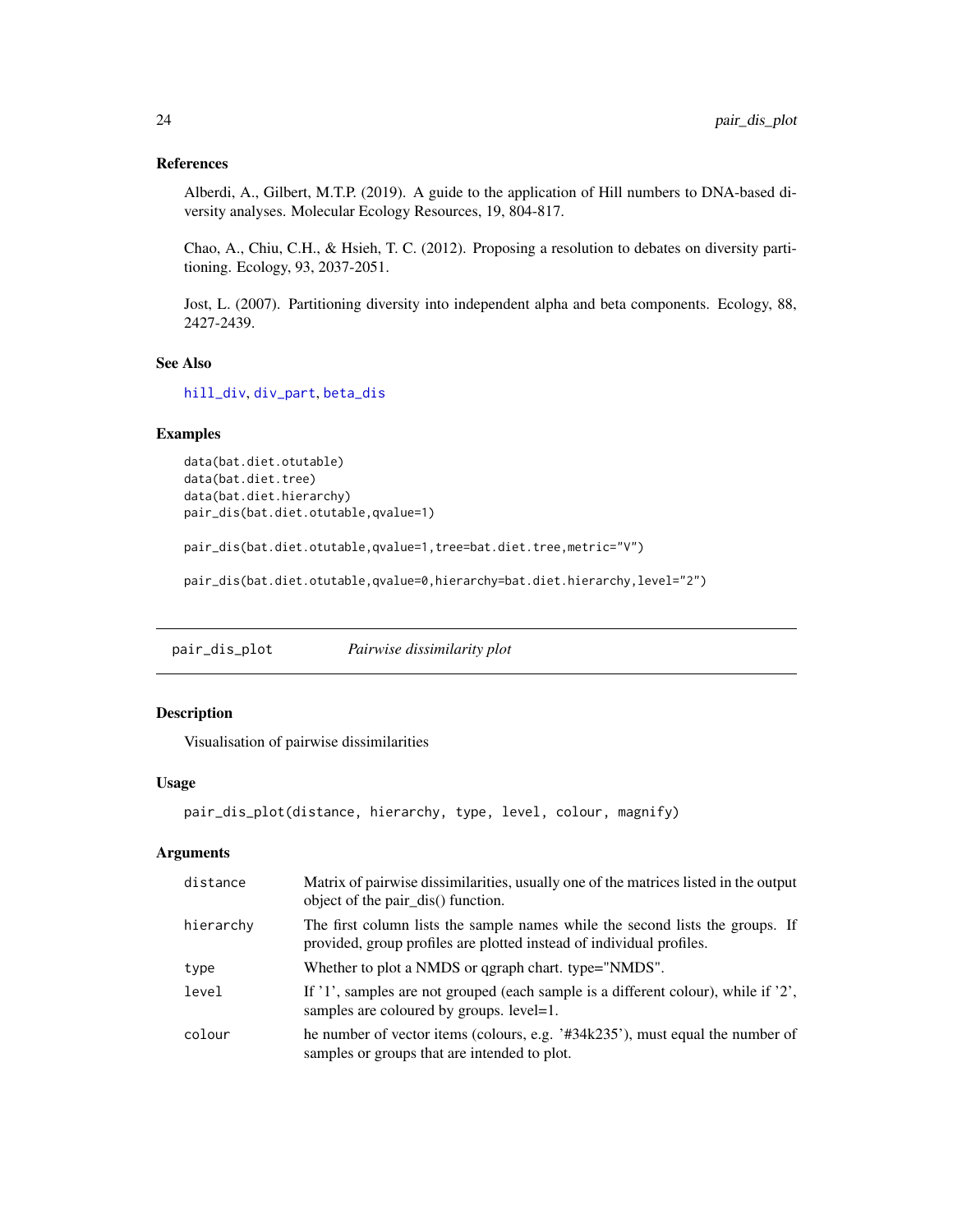### References

Alberdi, A., Gilbert, M.T.P. (2019). A guide to the application of Hill numbers to DNA-based diversity analyses. Molecular Ecology Resources, 19, 804-817.

Chao, A., Chiu, C.H., & Hsieh, T. C. (2012). Proposing a resolution to debates on diversity partitioning. Ecology, 93, 2037-2051.

Jost, L. (2007). Partitioning diversity into independent alpha and beta components. Ecology, 88, 2427-2439.

### See Also

hill_div, div_part, beta_dis

### Examples

```
data(bat.diet.otutable)
data(bat.diet.tree)
data(bat.diet.hierarchy)
pair_dis(bat.diet.otutable,qvalue=1)

pair_dis(bat.diet.otutable,qvalue=1,tree=bat.diet.tree,metric="V")

pair_dis(bat.diet.otutable,qvalue=0,hierarchy=bat.diet.hierarchy,level="2")
```

---

## pair_dis_plot *Pairwise dissimilarity plot*

### Description

Visualisation of pairwise dissimilarities

### Usage

```
pair_dis_plot(distance, hierarchy, type, level, colour, magnify)
```

### Arguments

| | |
|---|---|
| distance | Matrix of pairwise dissimilarities, usually one of the matrices listed in the output object of the pair_dis() function. |
| hierarchy | The first column lists the sample names while the second lists the groups. If provided, group profiles are plotted instead of individual profiles. |
| type | Whether to plot a NMDS or qgraph chart. type="NMDS". |
| level | If '1', samples are not grouped (each sample is a different colour), while if '2', samples are coloured by groups. level=1. |
| colour | he number of vector items (colours, e.g. '#34k235'), must equal the number of samples or groups that are intended to plot. |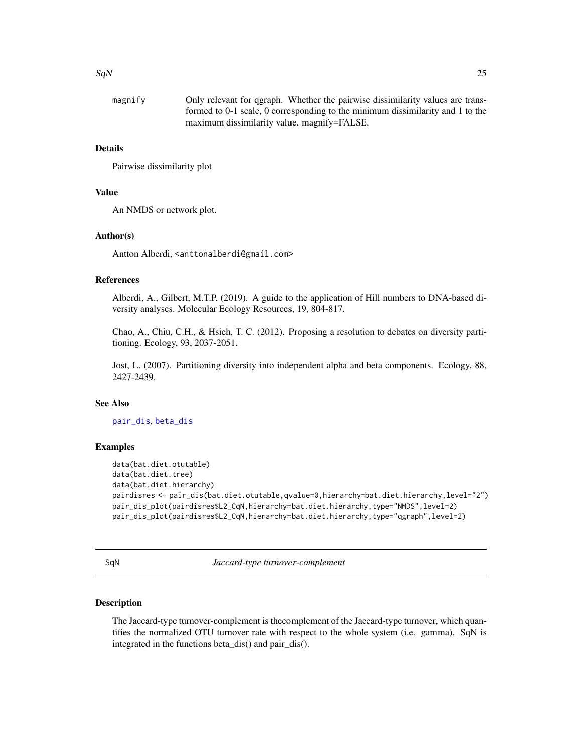magnify
: Only relevant for qgraph. Whether the pairwise dissimilarity values are transformed to 0-1 scale, 0 corresponding to the minimum dissimilarity and 1 to the maximum dissimilarity value. magnify=FALSE.

### Details

Pairwise dissimilarity plot

### Value

An NMDS or network plot.

### Author(s)

Antton Alberdi, <anttonalberdi@gmail.com>

### References

Alberdi, A., Gilbert, M.T.P. (2019). A guide to the application of Hill numbers to DNA-based diversity analyses. Molecular Ecology Resources, 19, 804-817.

Chao, A., Chiu, C.H., & Hsieh, T. C. (2012). Proposing a resolution to debates on diversity partitioning. Ecology, 93, 2037-2051.

Jost, L. (2007). Partitioning diversity into independent alpha and beta components. Ecology, 88, 2427-2439.

### See Also

pair_dis, beta_dis

### Examples

```
data(bat.diet.otutable)
data(bat.diet.tree)
data(bat.diet.hierarchy)
pairdisres <- pair_dis(bat.diet.otutable,qvalue=0,hierarchy=bat.diet.hierarchy,level="2")
pair_dis_plot(pairdisres$L2_CqN,hierarchy=bat.diet.hierarchy,type="NMDS",level=2)
pair_dis_plot(pairdisres$L2_CqN,hierarchy=bat.diet.hierarchy,type="qgraph",level=2)
```

---

## SqN — *Jaccard-type turnover-complement*

### Description

The Jaccard-type turnover-complement is thecomplement of the Jaccard-type turnover, which quantifies the normalized OTU turnover rate with respect to the whole system (i.e. gamma). SqN is integrated in the functions beta_dis() and pair_dis().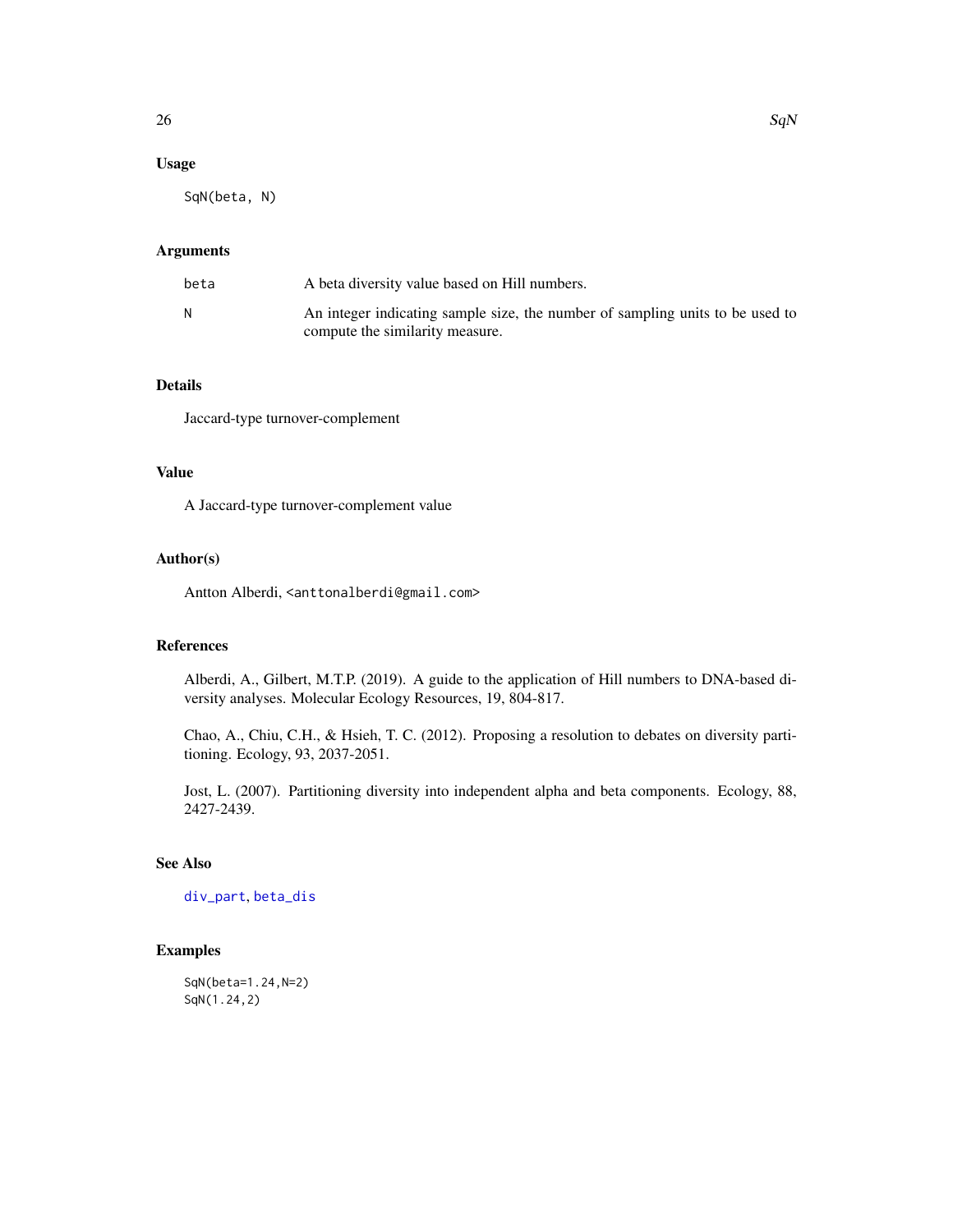## Usage

```
SqN(beta, N)
```

## Arguments

| | |
|---|---|
| beta | A beta diversity value based on Hill numbers. |
| N | An integer indicating sample size, the number of sampling units to be used to compute the similarity measure. |

## Details

Jaccard-type turnover-complement

## Value

A Jaccard-type turnover-complement value

## Author(s)

Antton Alberdi, <anttonalberdi@gmail.com>

## References

Alberdi, A., Gilbert, M.T.P. (2019). A guide to the application of Hill numbers to DNA-based diversity analyses. Molecular Ecology Resources, 19, 804-817.

Chao, A., Chiu, C.H., & Hsieh, T. C. (2012). Proposing a resolution to debates on diversity partitioning. Ecology, 93, 2037-2051.

Jost, L. (2007). Partitioning diversity into independent alpha and beta components. Ecology, 88, 2427-2439.

## See Also

div_part, beta_dis

## Examples

```
SqN(beta=1.24,N=2)
SqN(1.24,2)
```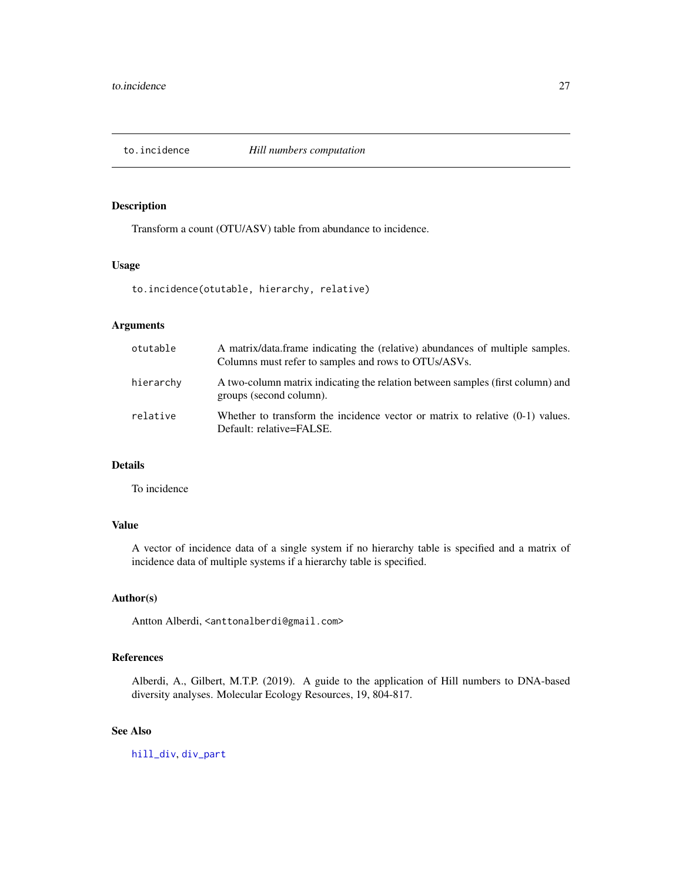## to.incidence *Hill numbers computation*

### Description

Transform a count (OTU/ASV) table from abundance to incidence.

### Usage

```
to.incidence(otutable, hierarchy, relative)
```

### Arguments

| | |
|---|---|
| otutable | A matrix/data.frame indicating the (relative) abundances of multiple samples. Columns must refer to samples and rows to OTUs/ASVs. |
| hierarchy | A two-column matrix indicating the relation between samples (first column) and groups (second column). |
| relative | Whether to transform the incidence vector or matrix to relative (0-1) values. Default: relative=FALSE. |

### Details

To incidence

### Value

A vector of incidence data of a single system if no hierarchy table is specified and a matrix of incidence data of multiple systems if a hierarchy table is specified.

### Author(s)

Antton Alberdi, <anttonalberdi@gmail.com>

### References

Alberdi, A., Gilbert, M.T.P. (2019). A guide to the application of Hill numbers to DNA-based diversity analyses. Molecular Ecology Resources, 19, 804-817.

### See Also

hill_div, div_part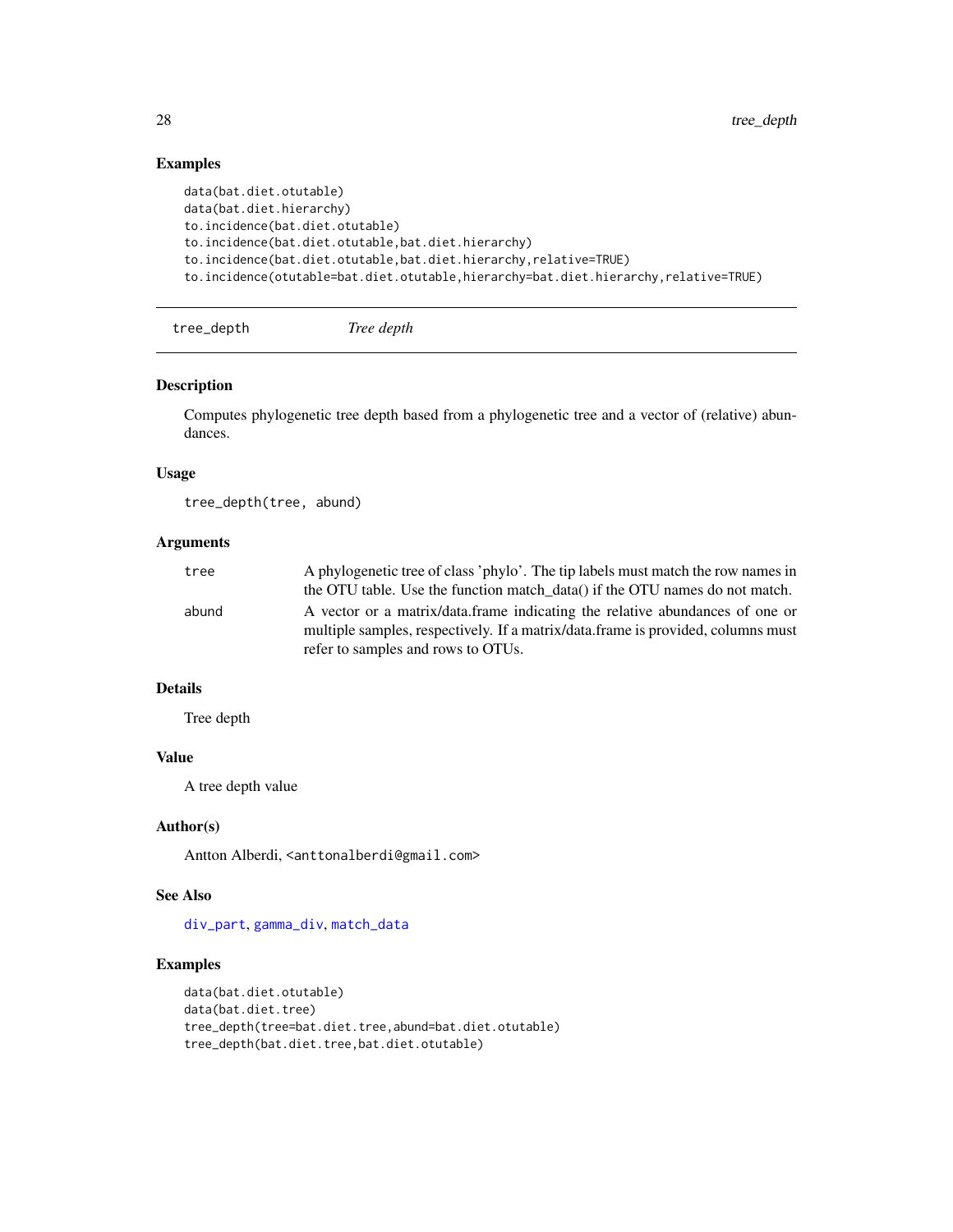### Examples

```
data(bat.diet.otutable)
data(bat.diet.hierarchy)
to.incidence(bat.diet.otutable)
to.incidence(bat.diet.otutable,bat.diet.hierarchy)
to.incidence(bat.diet.otutable,bat.diet.hierarchy,relative=TRUE)
to.incidence(otutable=bat.diet.otutable,hierarchy=bat.diet.hierarchy,relative=TRUE)
```

---

## tree_depth *Tree depth*

---

### Description

Computes phylogenetic tree depth based from a phylogenetic tree and a vector of (relative) abundances.

### Usage

```
tree_depth(tree, abund)
```

### Arguments

| | |
|---|---|
| tree | A phylogenetic tree of class 'phylo'. The tip labels must match the row names in the OTU table. Use the function match_data() if the OTU names do not match. |
| abund | A vector or a matrix/data.frame indicating the relative abundances of one or multiple samples, respectively. If a matrix/data.frame is provided, columns must refer to samples and rows to OTUs. |

### Details

Tree depth

### Value

A tree depth value

### Author(s)

Antton Alberdi, <anttonalberdi@gmail.com>

### See Also

div_part, gamma_div, match_data

### Examples

```
data(bat.diet.otutable)
data(bat.diet.tree)
tree_depth(tree=bat.diet.tree,abund=bat.diet.otutable)
tree_depth(bat.diet.tree,bat.diet.otutable)
```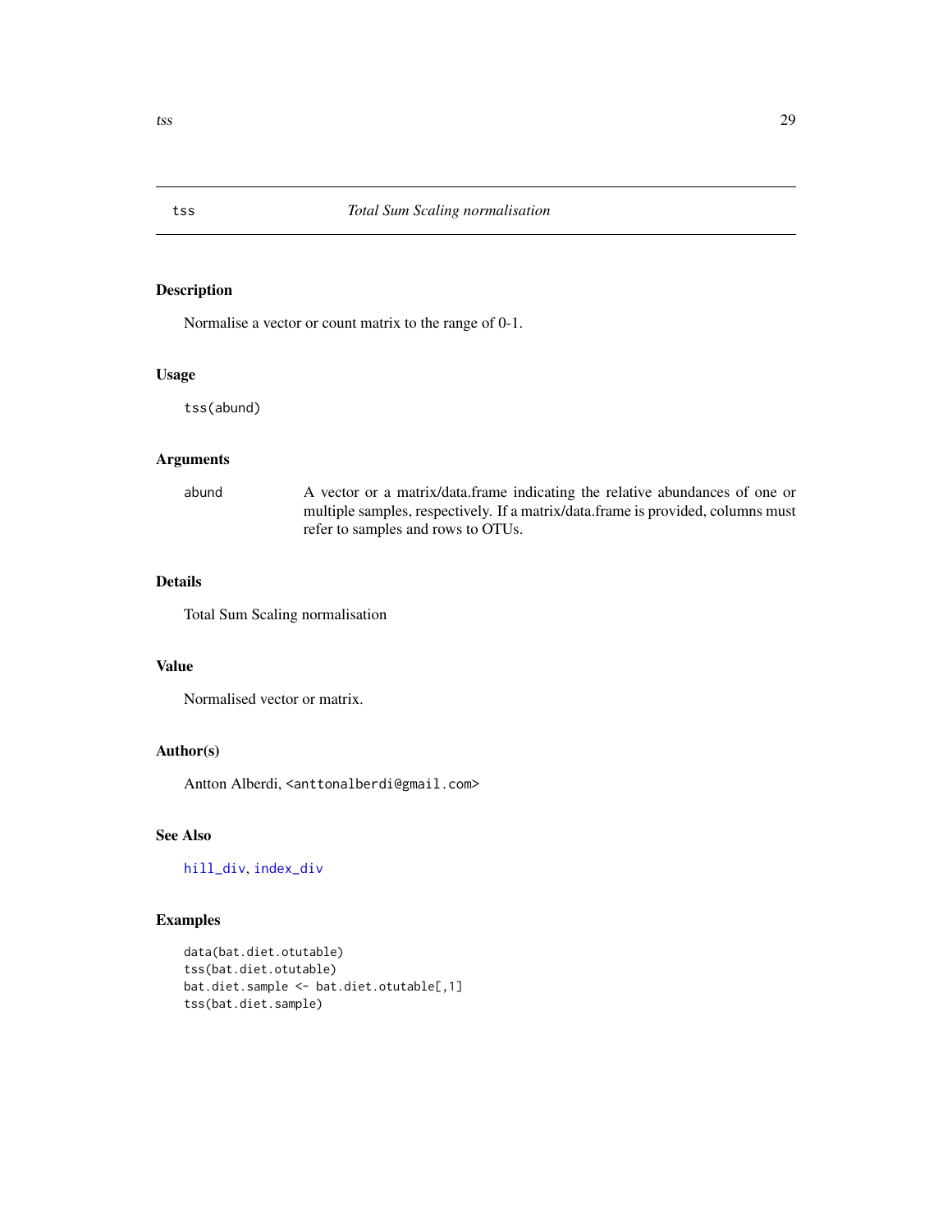## tss — *Total Sum Scaling normalisation*

### Description

Normalise a vector or count matrix to the range of 0-1.

### Usage

```
tss(abund)
```

### Arguments

| | |
|---|---|
| abund | A vector or a matrix/data.frame indicating the relative abundances of one or multiple samples, respectively. If a matrix/data.frame is provided, columns must refer to samples and rows to OTUs. |

### Details

Total Sum Scaling normalisation

### Value

Normalised vector or matrix.

### Author(s)

Antton Alberdi, <anttonalberdi@gmail.com>

### See Also

hill_div, index_div

### Examples

```
data(bat.diet.otutable)
tss(bat.diet.otutable)
bat.diet.sample <- bat.diet.otutable[,1]
tss(bat.diet.sample)
```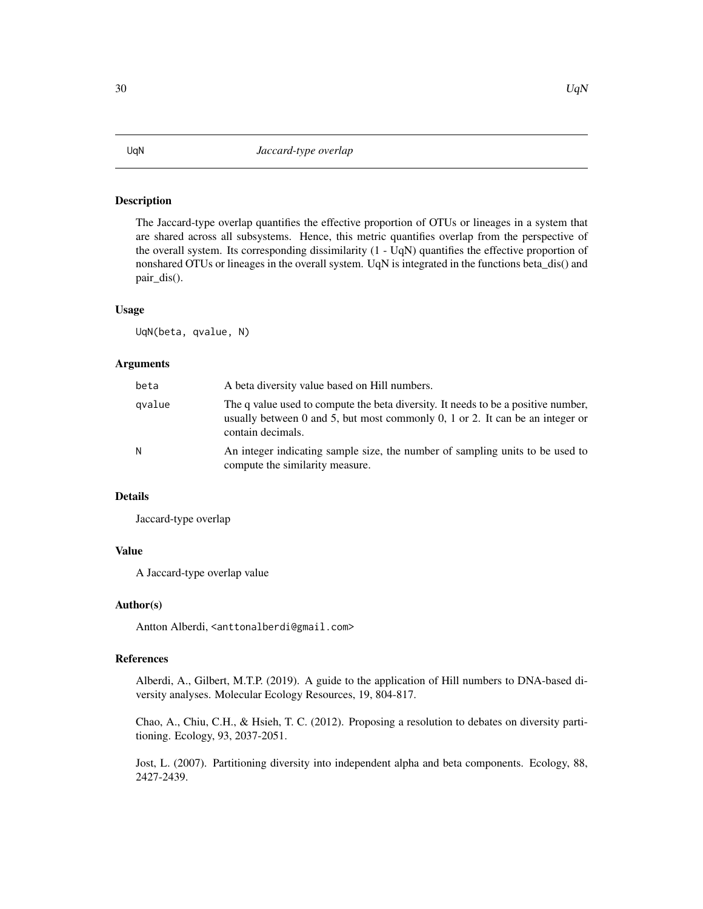# UqN — *Jaccard-type overlap*

## Description

The Jaccard-type overlap quantifies the effective proportion of OTUs or lineages in a system that are shared across all subsystems. Hence, this metric quantifies overlap from the perspective of the overall system. Its corresponding dissimilarity (1 - UqN) quantifies the effective proportion of nonshared OTUs or lineages in the overall system. UqN is integrated in the functions beta_dis() and pair_dis().

## Usage

```
UqN(beta, qvalue, N)
```

## Arguments

| | |
|---|---|
| beta | A beta diversity value based on Hill numbers. |
| qvalue | The q value used to compute the beta diversity. It needs to be a positive number, usually between 0 and 5, but most commonly 0, 1 or 2. It can be an integer or contain decimals. |
| N | An integer indicating sample size, the number of sampling units to be used to compute the similarity measure. |

## Details

Jaccard-type overlap

## Value

A Jaccard-type overlap value

## Author(s)

Antton Alberdi, <anttonalberdi@gmail.com>

## References

Alberdi, A., Gilbert, M.T.P. (2019). A guide to the application of Hill numbers to DNA-based diversity analyses. Molecular Ecology Resources, 19, 804-817.

Chao, A., Chiu, C.H., & Hsieh, T. C. (2012). Proposing a resolution to debates on diversity partitioning. Ecology, 93, 2037-2051.

Jost, L. (2007). Partitioning diversity into independent alpha and beta components. Ecology, 88, 2427-2439.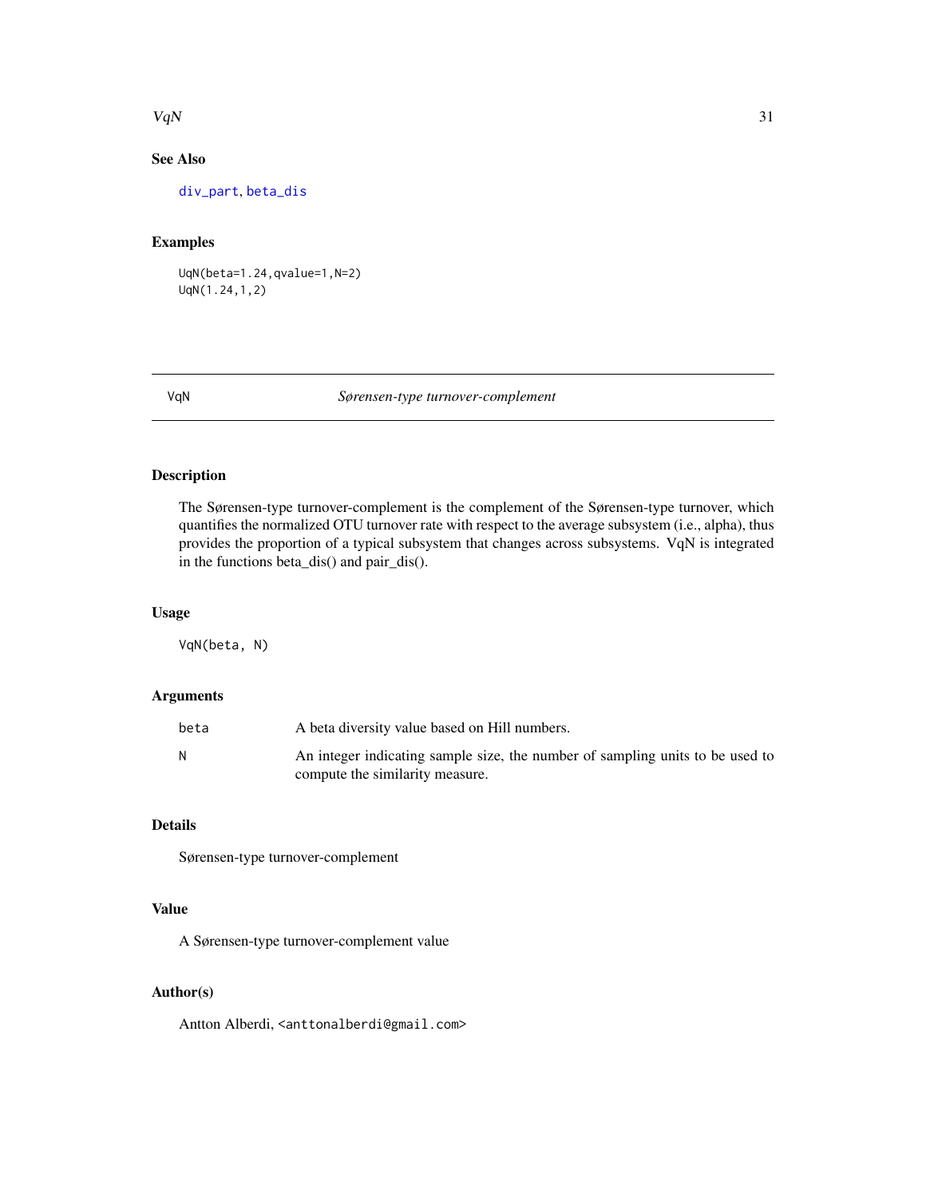### See Also

div_part, beta_dis

### Examples

```
UqN(beta=1.24,qvalue=1,N=2)
UqN(1.24,1,2)
```

---

## VqN — *Sørensen-type turnover-complement*

---

### Description

The Sørensen-type turnover-complement is the complement of the Sørensen-type turnover, which quantifies the normalized OTU turnover rate with respect to the average subsystem (i.e., alpha), thus provides the proportion of a typical subsystem that changes across subsystems. VqN is integrated in the functions beta_dis() and pair_dis().

### Usage

```
VqN(beta, N)
```

### Arguments

| | |
|---|---|
| beta | A beta diversity value based on Hill numbers. |
| N | An integer indicating sample size, the number of sampling units to be used to compute the similarity measure. |

### Details

Sørensen-type turnover-complement

### Value

A Sørensen-type turnover-complement value

### Author(s)

Antton Alberdi, <anttonalberdi@gmail.com>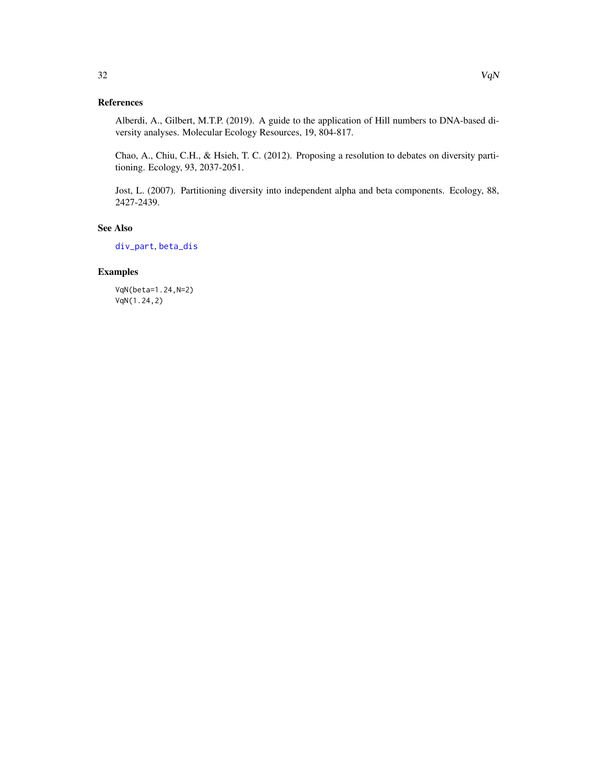## References

Alberdi, A., Gilbert, M.T.P. (2019). A guide to the application of Hill numbers to DNA-based diversity analyses. Molecular Ecology Resources, 19, 804-817.

Chao, A., Chiu, C.H., & Hsieh, T. C. (2012). Proposing a resolution to debates on diversity partitioning. Ecology, 93, 2037-2051.

Jost, L. (2007). Partitioning diversity into independent alpha and beta components. Ecology, 88, 2427-2439.

## See Also

div_part, beta_dis

## Examples

```
VqN(beta=1.24,N=2)
VqN(1.24,2)
```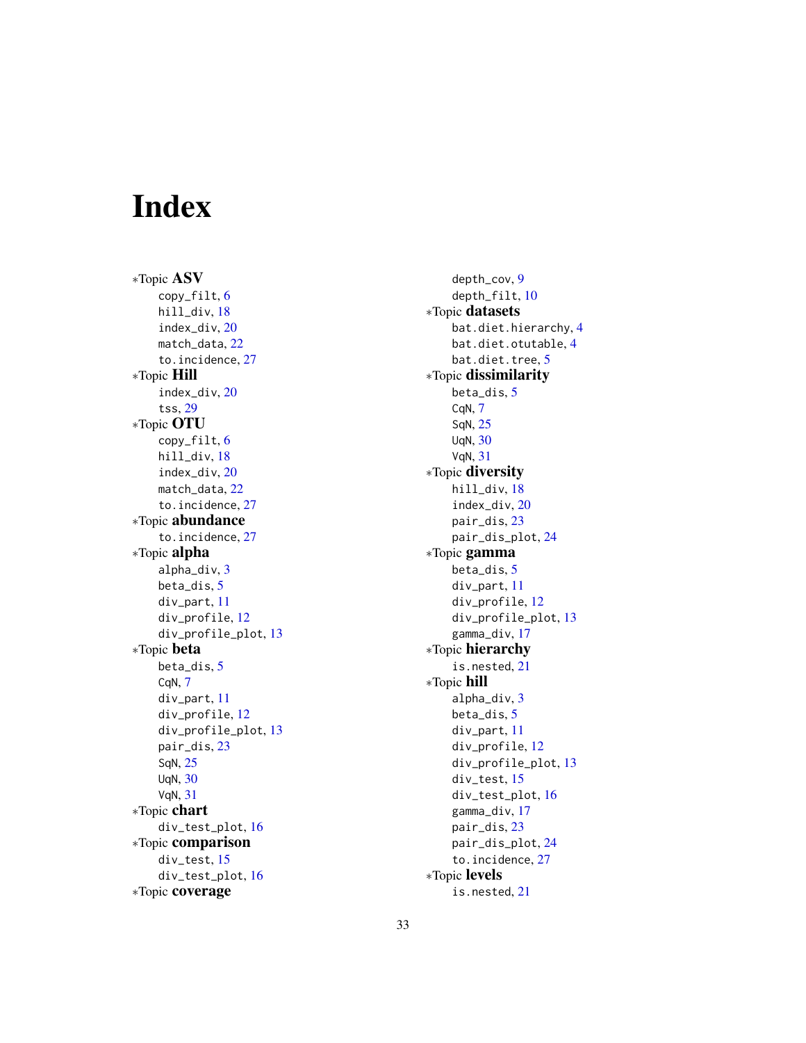# Index

∗Topic **ASV**
- copy_filt, 6
- hill_div, 18
- index_div, 20
- match_data, 22
- to.incidence, 27

∗Topic **Hill**
- index_div, 20
- tss, 29

∗Topic **OTU**
- copy_filt, 6
- hill_div, 18
- index_div, 20
- match_data, 22
- to.incidence, 27

∗Topic **abundance**
- to.incidence, 27

∗Topic **alpha**
- alpha_div, 3
- beta_dis, 5
- div_part, 11
- div_profile, 12
- div_profile_plot, 13

∗Topic **beta**
- beta_dis, 5
- CqN, 7
- div_part, 11
- div_profile, 12
- div_profile_plot, 13
- pair_dis, 23
- SqN, 25
- UqN, 30
- VqN, 31

∗Topic **chart**
- div_test_plot, 16

∗Topic **comparison**
- div_test, 15
- div_test_plot, 16

∗Topic **coverage**
- depth_cov, 9
- depth_filt, 10

∗Topic **datasets**
- bat.diet.hierarchy, 4
- bat.diet.otutable, 4
- bat.diet.tree, 5

∗Topic **dissimilarity**
- beta_dis, 5
- CqN, 7
- SqN, 25
- UqN, 30
- VqN, 31

∗Topic **diversity**
- hill_div, 18
- index_div, 20
- pair_dis, 23
- pair_dis_plot, 24

∗Topic **gamma**
- beta_dis, 5
- div_part, 11
- div_profile, 12
- div_profile_plot, 13
- gamma_div, 17

∗Topic **hierarchy**
- is.nested, 21

∗Topic **hill**
- alpha_div, 3
- beta_dis, 5
- div_part, 11
- div_profile, 12
- div_profile_plot, 13
- div_test, 15
- div_test_plot, 16
- gamma_div, 17
- pair_dis, 23
- pair_dis_plot, 24
- to.incidence, 27

∗Topic **levels**
- is.nested, 21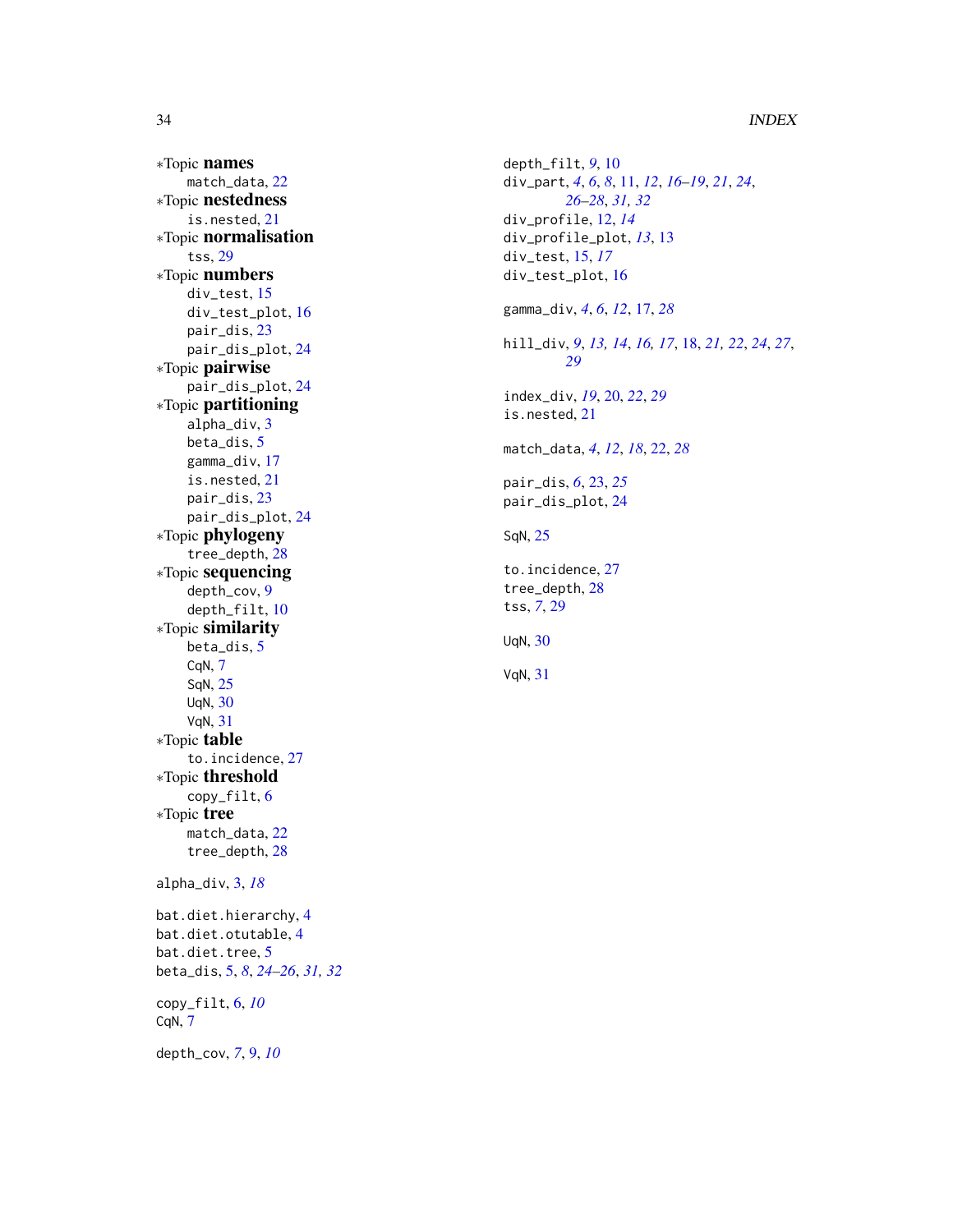∗Topic **names**
  match_data, 22
∗Topic **nestedness**
  is.nested, 21
∗Topic **normalisation**
  tss, 29
∗Topic **numbers**
  div_test, 15
  div_test_plot, 16
  pair_dis, 23
  pair_dis_plot, 24
∗Topic **pairwise**
  pair_dis_plot, 24
∗Topic **partitioning**
  alpha_div, 3
  beta_dis, 5
  gamma_div, 17
  is.nested, 21
  pair_dis, 23
  pair_dis_plot, 24
∗Topic **phylogeny**
  tree_depth, 28
∗Topic **sequencing**
  depth_cov, 9
  depth_filt, 10
∗Topic **similarity**
  beta_dis, 5
  CqN, 7
  SqN, 25
  UqN, 30
  VqN, 31
∗Topic **table**
  to.incidence, 27
∗Topic **threshold**
  copy_filt, 6
∗Topic **tree**
  match_data, 22
  tree_depth, 28

alpha_div, 3, *18*

bat.diet.hierarchy, 4
bat.diet.otutable, 4
bat.diet.tree, 5
beta_dis, 5, *8*, *24–26*, *31, 32*

copy_filt, 6, *10*
CqN, 7

depth_cov, *7*, 9, *10*
depth_filt, *9*, 10
div_part, *4*, *6*, *8*, 11, *12*, *16–19*, *21*, *24*, *26–28*, *31, 32*
div_profile, 12, *14*
div_profile_plot, *13*, 13
div_test, 15, *17*
div_test_plot, 16

gamma_div, *4*, *6*, *12*, 17, *28*

hill_div, *9*, *13, 14*, *16, 17*, 18, *21, 22*, *24*, *27*, *29*

index_div, *19*, 20, *22*, *29*
is.nested, 21

match_data, *4*, *12*, *18*, 22, *28*

pair_dis, *6*, 23, *25*
pair_dis_plot, 24

SqN, 25

to.incidence, 27
tree_depth, 28
tss, *7*, 29

UqN, 30

VqN, 31